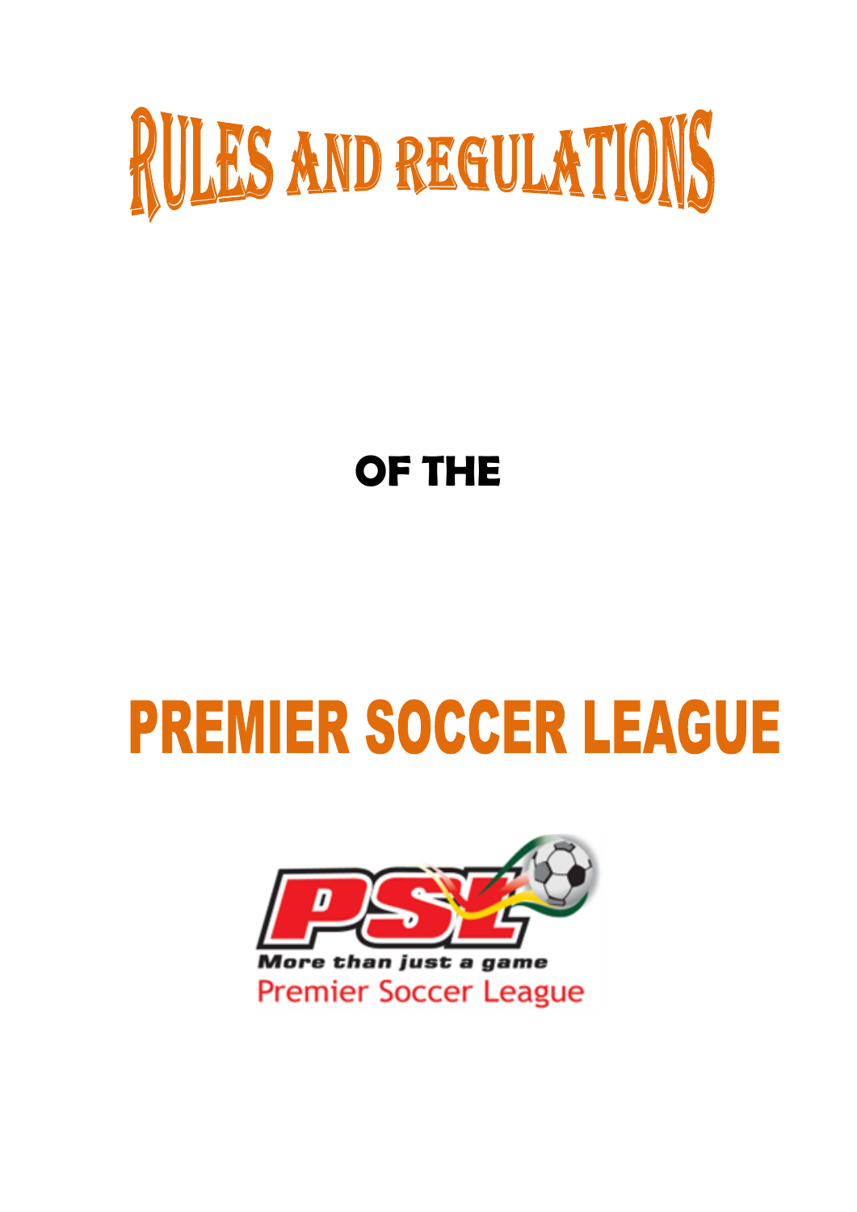# RULES AND REGULATIONS

OF THE

# PREMIER SOCCER LEAGUE

PSL

More than just a game

Premier Soccer League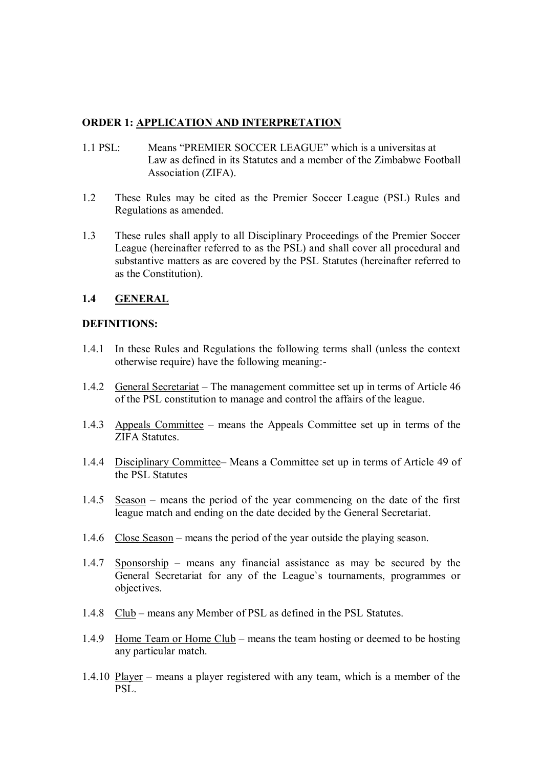**ORDER 1: <u>APPLICATION AND INTERPRETATION</u>**

1.1 PSL: Means "PREMIER SOCCER LEAGUE" which is a universitas at Law as defined in its Statutes and a member of the Zimbabwe Football Association (ZIFA).

1.2 These Rules may be cited as the Premier Soccer League (PSL) Rules and Regulations as amended.

1.3 These rules shall apply to all Disciplinary Proceedings of the Premier Soccer League (hereinafter referred to as the PSL) and shall cover all procedural and substantive matters as are covered by the PSL Statutes (hereinafter referred to as the Constitution).

**1.4 <u>GENERAL</u>**

**DEFINITIONS:**

1.4.1 In these Rules and Regulations the following terms shall (unless the context otherwise require) have the following meaning:-

1.4.2 <u>General Secretariat</u> – The management committee set up in terms of Article 46 of the PSL constitution to manage and control the affairs of the league.

1.4.3 <u>Appeals Committee</u> – means the Appeals Committee set up in terms of the ZIFA Statutes.

1.4.4 <u>Disciplinary Committee</u>– Means a Committee set up in terms of Article 49 of the PSL Statutes

1.4.5 <u>Season</u> – means the period of the year commencing on the date of the first league match and ending on the date decided by the General Secretariat.

1.4.6 <u>Close Season</u> – means the period of the year outside the playing season.

1.4.7 <u>Sponsorship</u> – means any financial assistance as may be secured by the General Secretariat for any of the League`s tournaments, programmes or objectives.

1.4.8 <u>Club</u> – means any Member of PSL as defined in the PSL Statutes.

1.4.9 <u>Home Team or Home Club</u> – means the team hosting or deemed to be hosting any particular match.

1.4.10 <u>Player</u> – means a player registered with any team, which is a member of the PSL.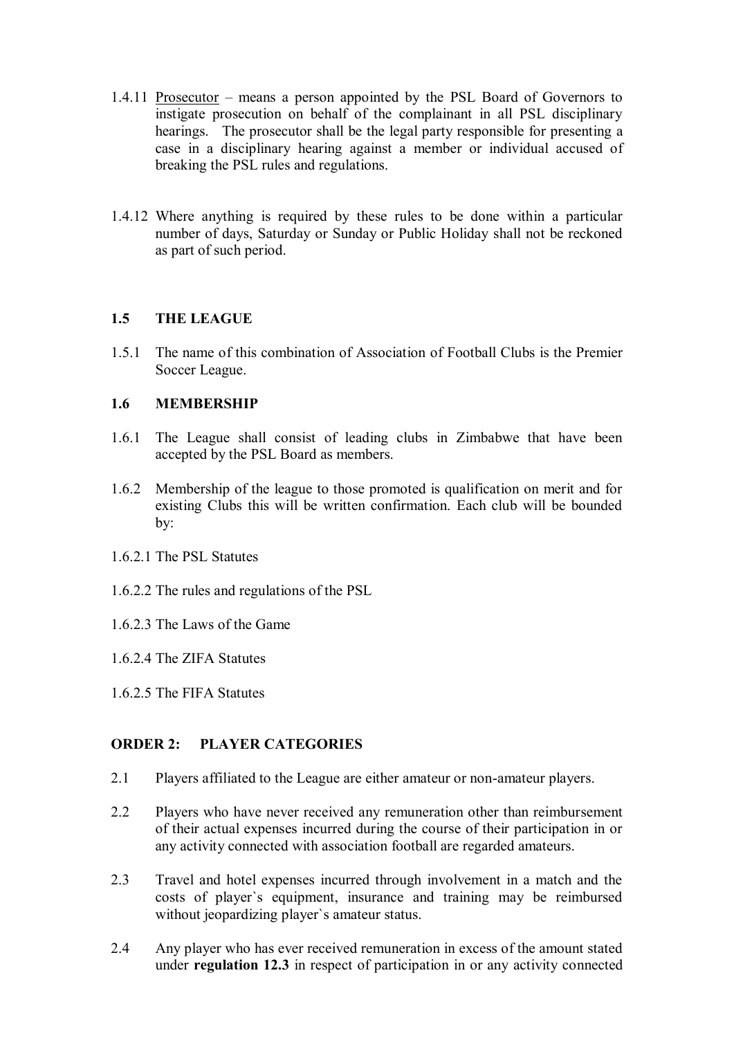1.4.11 Prosecutor – means a person appointed by the PSL Board of Governors to instigate prosecution on behalf of the complainant in all PSL disciplinary hearings. The prosecutor shall be the legal party responsible for presenting a case in a disciplinary hearing against a member or individual accused of breaking the PSL rules and regulations.

1.4.12 Where anything is required by these rules to be done within a particular number of days, Saturday or Sunday or Public Holiday shall not be reckoned as part of such period.

### 1.5 THE LEAGUE

1.5.1 The name of this combination of Association of Football Clubs is the Premier Soccer League.

### 1.6 MEMBERSHIP

1.6.1 The League shall consist of leading clubs in Zimbabwe that have been accepted by the PSL Board as members.

1.6.2 Membership of the league to those promoted is qualification on merit and for existing Clubs this will be written confirmation. Each club will be bounded by:

1.6.2.1 The PSL Statutes

1.6.2.2 The rules and regulations of the PSL

1.6.2.3 The Laws of the Game

1.6.2.4 The ZIFA Statutes

1.6.2.5 The FIFA Statutes

## ORDER 2: PLAYER CATEGORIES

2.1 Players affiliated to the League are either amateur or non-amateur players.

2.2 Players who have never received any remuneration other than reimbursement of their actual expenses incurred during the course of their participation in or any activity connected with association football are regarded amateurs.

2.3 Travel and hotel expenses incurred through involvement in a match and the costs of player`s equipment, insurance and training may be reimbursed without jeopardizing player`s amateur status.

2.4 Any player who has ever received remuneration in excess of the amount stated under **regulation 12.3** in respect of participation in or any activity connected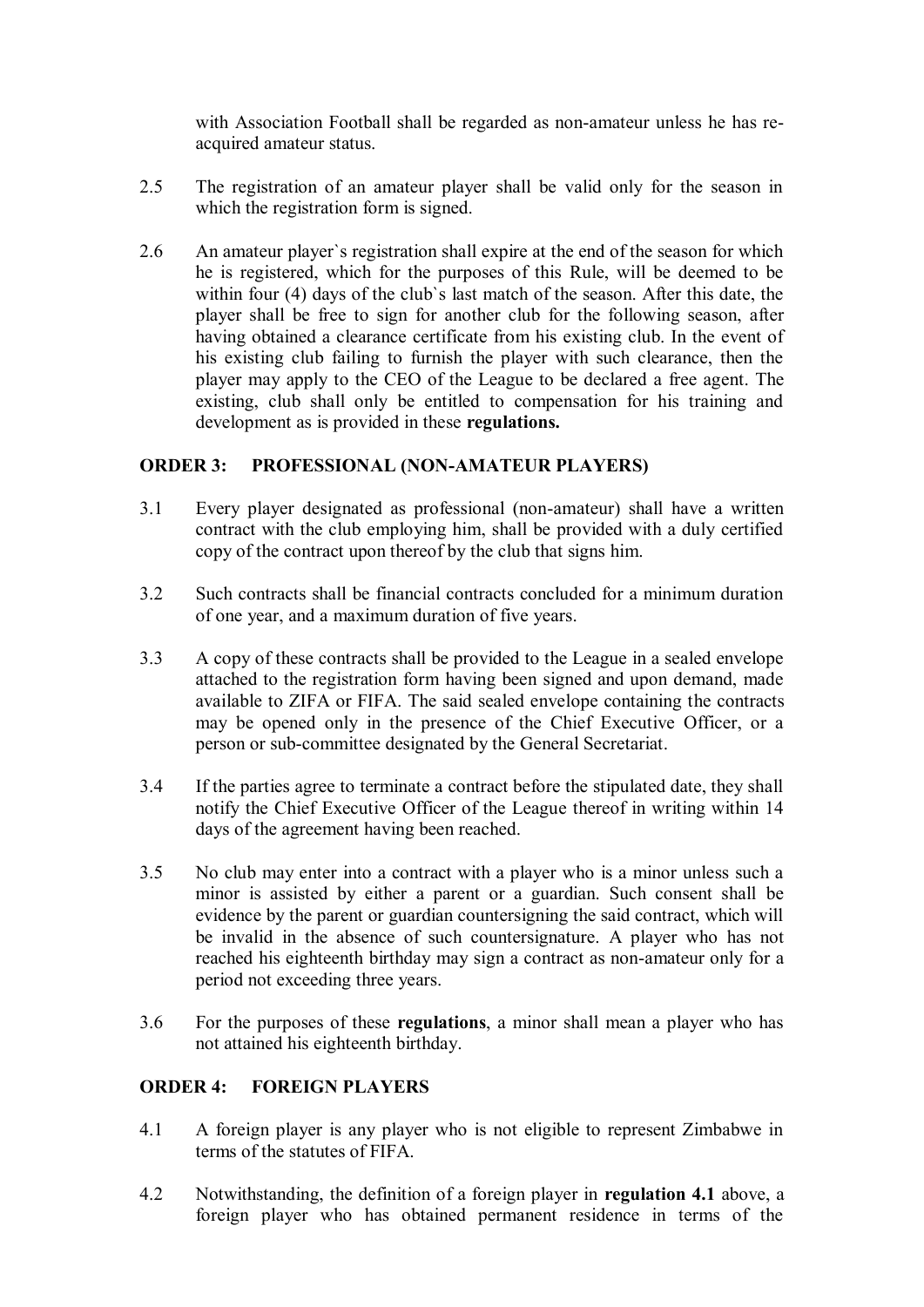with Association Football shall be regarded as non-amateur unless he has re-acquired amateur status.

2.5 The registration of an amateur player shall be valid only for the season in which the registration form is signed.

2.6 An amateur player`s registration shall expire at the end of the season for which he is registered, which for the purposes of this Rule, will be deemed to be within four (4) days of the club`s last match of the season. After this date, the player shall be free to sign for another club for the following season, after having obtained a clearance certificate from his existing club. In the event of his existing club failing to furnish the player with such clearance, then the player may apply to the CEO of the League to be declared a free agent. The existing, club shall only be entitled to compensation for his training and development as is provided in these **regulations.**

## ORDER 3: PROFESSIONAL (NON-AMATEUR PLAYERS)

3.1 Every player designated as professional (non-amateur) shall have a written contract with the club employing him, shall be provided with a duly certified copy of the contract upon thereof by the club that signs him.

3.2 Such contracts shall be financial contracts concluded for a minimum duration of one year, and a maximum duration of five years.

3.3 A copy of these contracts shall be provided to the League in a sealed envelope attached to the registration form having been signed and upon demand, made available to ZIFA or FIFA. The said sealed envelope containing the contracts may be opened only in the presence of the Chief Executive Officer, or a person or sub-committee designated by the General Secretariat.

3.4 If the parties agree to terminate a contract before the stipulated date, they shall notify the Chief Executive Officer of the League thereof in writing within 14 days of the agreement having been reached.

3.5 No club may enter into a contract with a player who is a minor unless such a minor is assisted by either a parent or a guardian. Such consent shall be evidence by the parent or guardian countersigning the said contract, which will be invalid in the absence of such countersignature. A player who has not reached his eighteenth birthday may sign a contract as non-amateur only for a period not exceeding three years.

3.6 For the purposes of these **regulations**, a minor shall mean a player who has not attained his eighteenth birthday.

## ORDER 4: FOREIGN PLAYERS

4.1 A foreign player is any player who is not eligible to represent Zimbabwe in terms of the statutes of FIFA.

4.2 Notwithstanding, the definition of a foreign player in **regulation 4.1** above, a foreign player who has obtained permanent residence in terms of the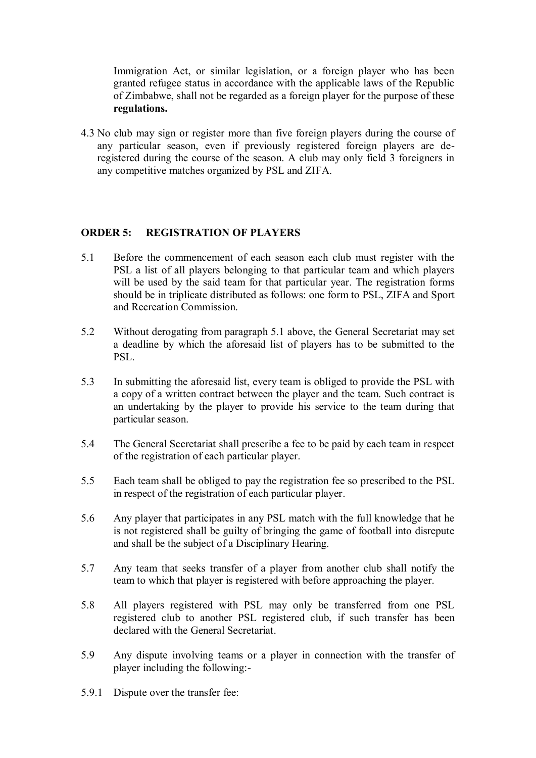Immigration Act, or similar legislation, or a foreign player who has been granted refugee status in accordance with the applicable laws of the Republic of Zimbabwe, shall not be regarded as a foreign player for the purpose of these **regulations.**

4.3 No club may sign or register more than five foreign players during the course of any particular season, even if previously registered foreign players are de-registered during the course of the season. A club may only field 3 foreigners in any competitive matches organized by PSL and ZIFA.

## ORDER 5: REGISTRATION OF PLAYERS

5.1 Before the commencement of each season each club must register with the PSL a list of all players belonging to that particular team and which players will be used by the said team for that particular year. The registration forms should be in triplicate distributed as follows: one form to PSL, ZIFA and Sport and Recreation Commission.

5.2 Without derogating from paragraph 5.1 above, the General Secretariat may set a deadline by which the aforesaid list of players has to be submitted to the PSL.

5.3 In submitting the aforesaid list, every team is obliged to provide the PSL with a copy of a written contract between the player and the team. Such contract is an undertaking by the player to provide his service to the team during that particular season.

5.4 The General Secretariat shall prescribe a fee to be paid by each team in respect of the registration of each particular player.

5.5 Each team shall be obliged to pay the registration fee so prescribed to the PSL in respect of the registration of each particular player.

5.6 Any player that participates in any PSL match with the full knowledge that he is not registered shall be guilty of bringing the game of football into disrepute and shall be the subject of a Disciplinary Hearing.

5.7 Any team that seeks transfer of a player from another club shall notify the team to which that player is registered with before approaching the player.

5.8 All players registered with PSL may only be transferred from one PSL registered club to another PSL registered club, if such transfer has been declared with the General Secretariat.

5.9 Any dispute involving teams or a player in connection with the transfer of player including the following:-

5.9.1 Dispute over the transfer fee: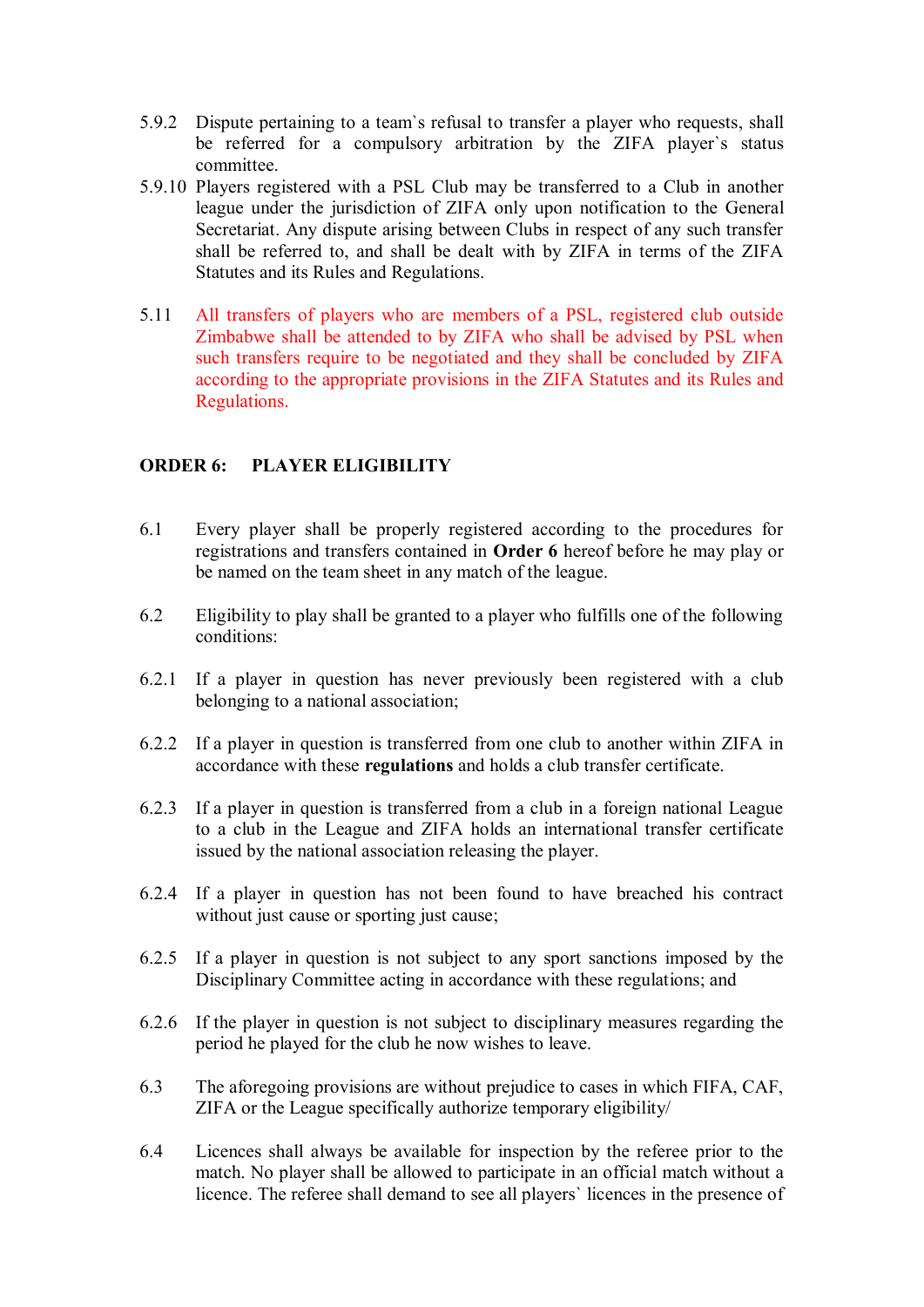5.9.2 Dispute pertaining to a team`s refusal to transfer a player who requests, shall be referred for a compulsory arbitration by the ZIFA player`s status committee.

5.9.10 Players registered with a PSL Club may be transferred to a Club in another league under the jurisdiction of ZIFA only upon notification to the General Secretariat. Any dispute arising between Clubs in respect of any such transfer shall be referred to, and shall be dealt with by ZIFA in terms of the ZIFA Statutes and its Rules and Regulations.

5.11 All transfers of players who are members of a PSL, registered club outside Zimbabwe shall be attended to by ZIFA who shall be advised by PSL when such transfers require to be negotiated and they shall be concluded by ZIFA according to the appropriate provisions in the ZIFA Statutes and its Rules and Regulations.

## ORDER 6: PLAYER ELIGIBILITY

6.1 Every player shall be properly registered according to the procedures for registrations and transfers contained in **Order 6** hereof before he may play or be named on the team sheet in any match of the league.

6.2 Eligibility to play shall be granted to a player who fulfills one of the following conditions:

6.2.1 If a player in question has never previously been registered with a club belonging to a national association;

6.2.2 If a player in question is transferred from one club to another within ZIFA in accordance with these **regulations** and holds a club transfer certificate.

6.2.3 If a player in question is transferred from a club in a foreign national League to a club in the League and ZIFA holds an international transfer certificate issued by the national association releasing the player.

6.2.4 If a player in question has not been found to have breached his contract without just cause or sporting just cause;

6.2.5 If a player in question is not subject to any sport sanctions imposed by the Disciplinary Committee acting in accordance with these regulations; and

6.2.6 If the player in question is not subject to disciplinary measures regarding the period he played for the club he now wishes to leave.

6.3 The aforegoing provisions are without prejudice to cases in which FIFA, CAF, ZIFA or the League specifically authorize temporary eligibility/

6.4 Licences shall always be available for inspection by the referee prior to the match. No player shall be allowed to participate in an official match without a licence. The referee shall demand to see all players` licences in the presence of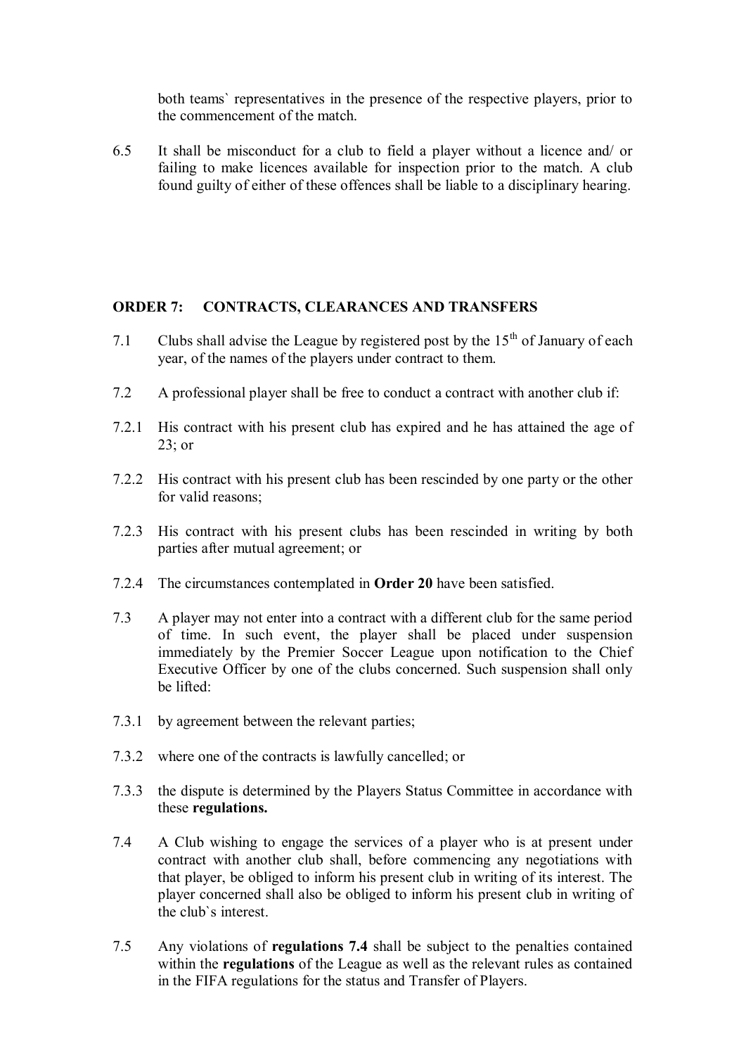both teams` representatives in the presence of the respective players, prior to the commencement of the match.

6.5 It shall be misconduct for a club to field a player without a licence and/ or failing to make licences available for inspection prior to the match. A club found guilty of either of these offences shall be liable to a disciplinary hearing.

## ORDER 7: CONTRACTS, CLEARANCES AND TRANSFERS

7.1 Clubs shall advise the League by registered post by the 15th of January of each year, of the names of the players under contract to them.

7.2 A professional player shall be free to conduct a contract with another club if:

7.2.1 His contract with his present club has expired and he has attained the age of 23; or

7.2.2 His contract with his present club has been rescinded by one party or the other for valid reasons;

7.2.3 His contract with his present clubs has been rescinded in writing by both parties after mutual agreement; or

7.2.4 The circumstances contemplated in **Order 20** have been satisfied.

7.3 A player may not enter into a contract with a different club for the same period of time. In such event, the player shall be placed under suspension immediately by the Premier Soccer League upon notification to the Chief Executive Officer by one of the clubs concerned. Such suspension shall only be lifted:

7.3.1 by agreement between the relevant parties;

7.3.2 where one of the contracts is lawfully cancelled; or

7.3.3 the dispute is determined by the Players Status Committee in accordance with these **regulations.**

7.4 A Club wishing to engage the services of a player who is at present under contract with another club shall, before commencing any negotiations with that player, be obliged to inform his present club in writing of its interest. The player concerned shall also be obliged to inform his present club in writing of the club`s interest.

7.5 Any violations of **regulations 7.4** shall be subject to the penalties contained within the **regulations** of the League as well as the relevant rules as contained in the FIFA regulations for the status and Transfer of Players.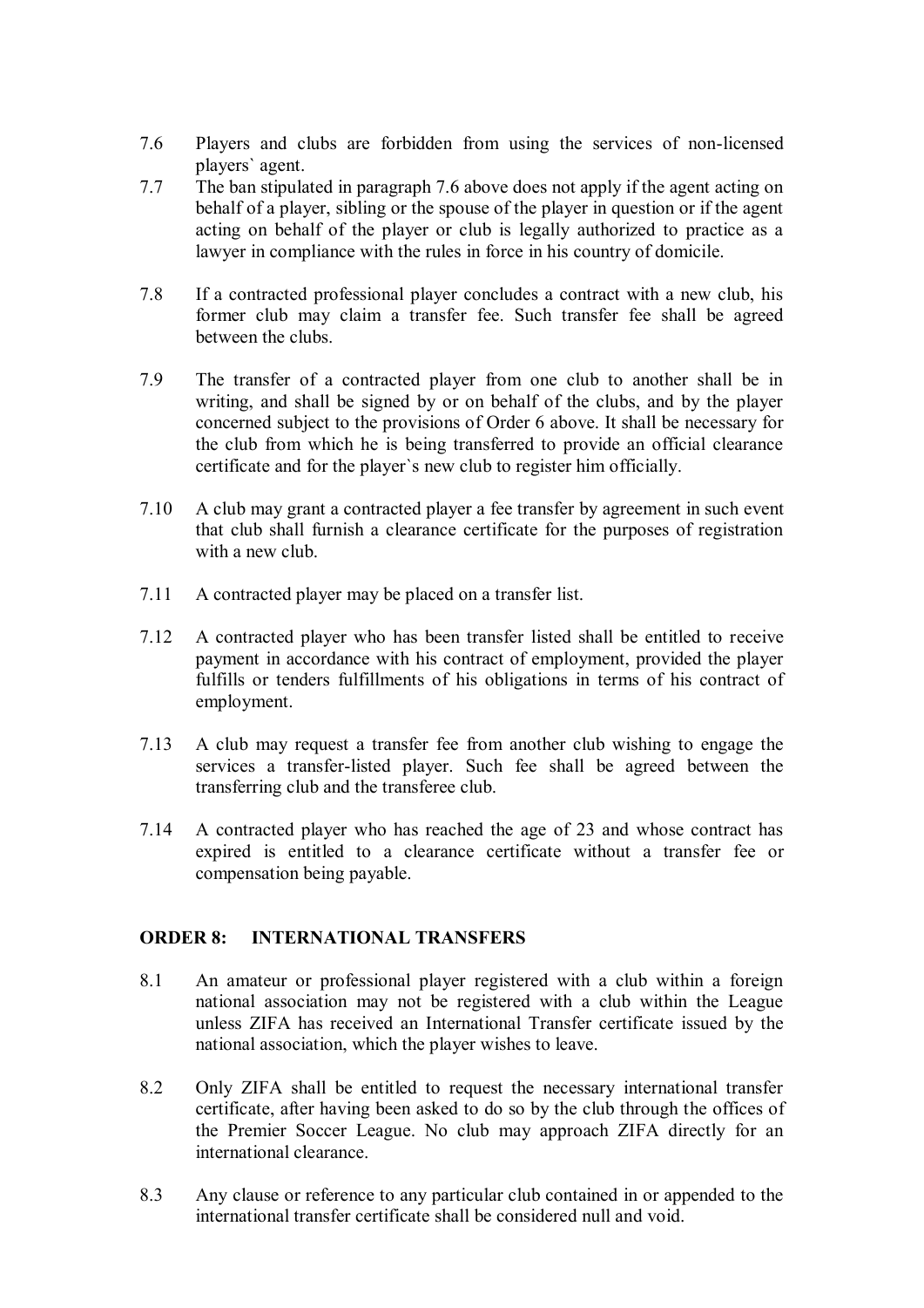7.6 Players and clubs are forbidden from using the services of non-licensed players` agent.

7.7 The ban stipulated in paragraph 7.6 above does not apply if the agent acting on behalf of a player, sibling or the spouse of the player in question or if the agent acting on behalf of the player or club is legally authorized to practice as a lawyer in compliance with the rules in force in his country of domicile.

7.8 If a contracted professional player concludes a contract with a new club, his former club may claim a transfer fee. Such transfer fee shall be agreed between the clubs.

7.9 The transfer of a contracted player from one club to another shall be in writing, and shall be signed by or on behalf of the clubs, and by the player concerned subject to the provisions of Order 6 above. It shall be necessary for the club from which he is being transferred to provide an official clearance certificate and for the player`s new club to register him officially.

7.10 A club may grant a contracted player a fee transfer by agreement in such event that club shall furnish a clearance certificate for the purposes of registration with a new club.

7.11 A contracted player may be placed on a transfer list.

7.12 A contracted player who has been transfer listed shall be entitled to receive payment in accordance with his contract of employment, provided the player fulfills or tenders fulfillments of his obligations in terms of his contract of employment.

7.13 A club may request a transfer fee from another club wishing to engage the services a transfer-listed player. Such fee shall be agreed between the transferring club and the transferee club.

7.14 A contracted player who has reached the age of 23 and whose contract has expired is entitled to a clearance certificate without a transfer fee or compensation being payable.

## ORDER 8: INTERNATIONAL TRANSFERS

8.1 An amateur or professional player registered with a club within a foreign national association may not be registered with a club within the League unless ZIFA has received an International Transfer certificate issued by the national association, which the player wishes to leave.

8.2 Only ZIFA shall be entitled to request the necessary international transfer certificate, after having been asked to do so by the club through the offices of the Premier Soccer League. No club may approach ZIFA directly for an international clearance.

8.3 Any clause or reference to any particular club contained in or appended to the international transfer certificate shall be considered null and void.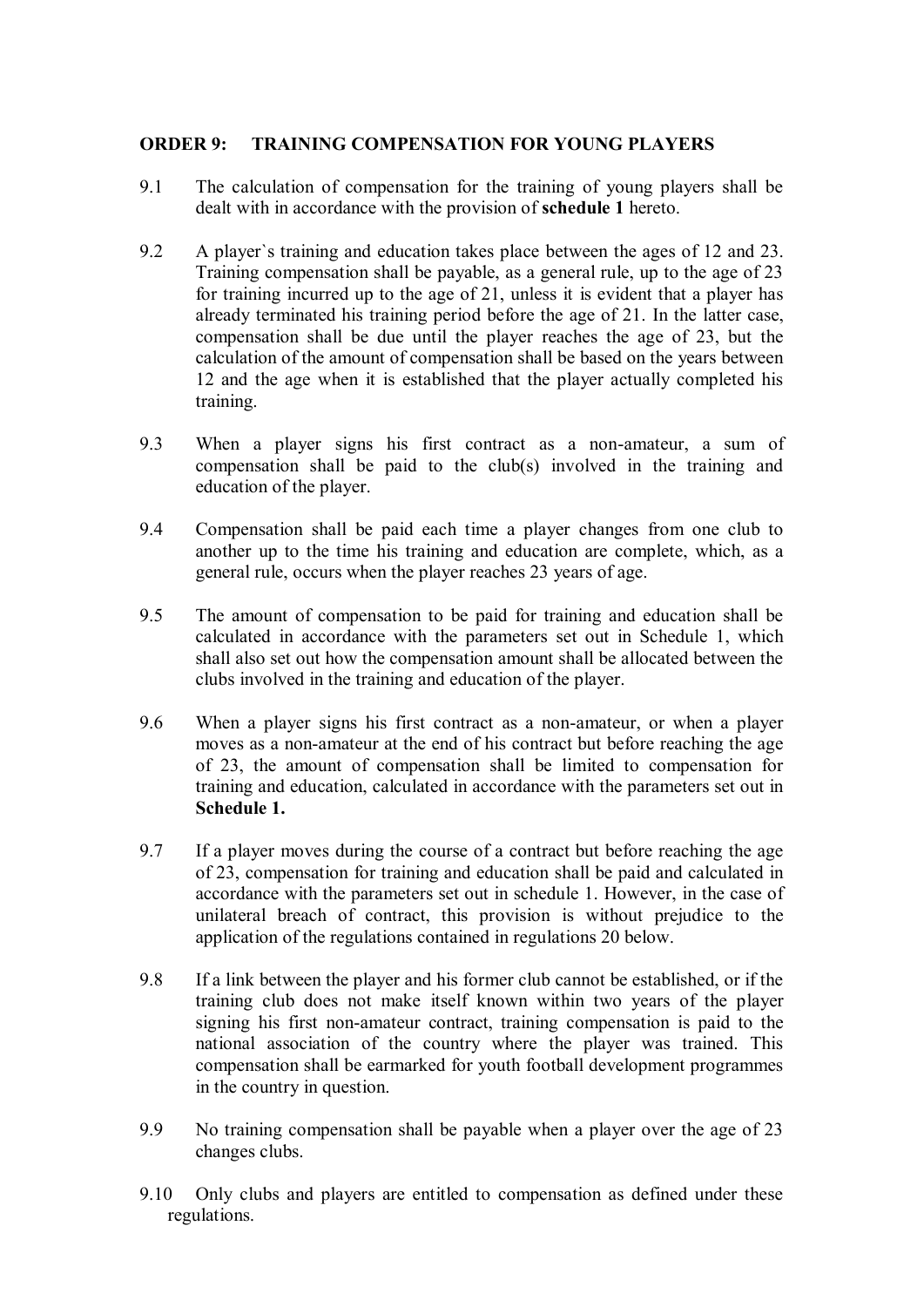## ORDER 9: TRAINING COMPENSATION FOR YOUNG PLAYERS

9.1 The calculation of compensation for the training of young players shall be dealt with in accordance with the provision of **schedule 1** hereto.

9.2 A player`s training and education takes place between the ages of 12 and 23. Training compensation shall be payable, as a general rule, up to the age of 23 for training incurred up to the age of 21, unless it is evident that a player has already terminated his training period before the age of 21. In the latter case, compensation shall be due until the player reaches the age of 23, but the calculation of the amount of compensation shall be based on the years between 12 and the age when it is established that the player actually completed his training.

9.3 When a player signs his first contract as a non-amateur, a sum of compensation shall be paid to the club(s) involved in the training and education of the player.

9.4 Compensation shall be paid each time a player changes from one club to another up to the time his training and education are complete, which, as a general rule, occurs when the player reaches 23 years of age.

9.5 The amount of compensation to be paid for training and education shall be calculated in accordance with the parameters set out in Schedule 1, which shall also set out how the compensation amount shall be allocated between the clubs involved in the training and education of the player.

9.6 When a player signs his first contract as a non-amateur, or when a player moves as a non-amateur at the end of his contract but before reaching the age of 23, the amount of compensation shall be limited to compensation for training and education, calculated in accordance with the parameters set out in **Schedule 1.**

9.7 If a player moves during the course of a contract but before reaching the age of 23, compensation for training and education shall be paid and calculated in accordance with the parameters set out in schedule 1. However, in the case of unilateral breach of contract, this provision is without prejudice to the application of the regulations contained in regulations 20 below.

9.8 If a link between the player and his former club cannot be established, or if the training club does not make itself known within two years of the player signing his first non-amateur contract, training compensation is paid to the national association of the country where the player was trained. This compensation shall be earmarked for youth football development programmes in the country in question.

9.9 No training compensation shall be payable when a player over the age of 23 changes clubs.

9.10 Only clubs and players are entitled to compensation as defined under these regulations.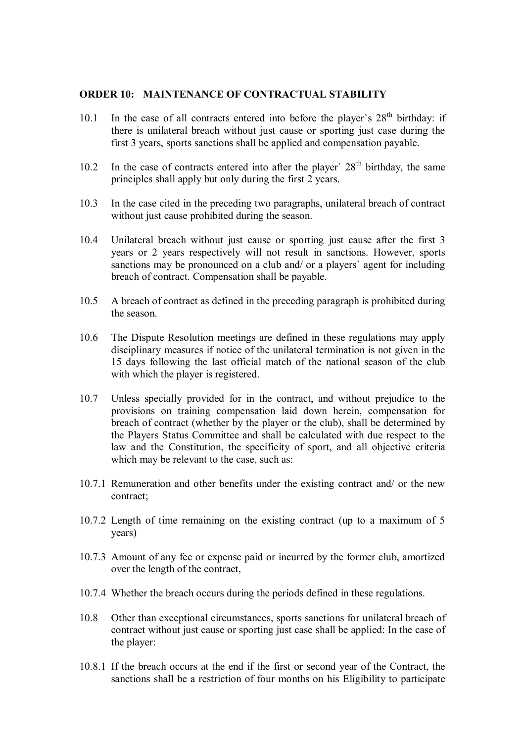**ORDER 10: MAINTENANCE OF CONTRACTUAL STABILITY**

10.1 In the case of all contracts entered into before the player`s 28th birthday: if there is unilateral breach without just cause or sporting just case during the first 3 years, sports sanctions shall be applied and compensation payable.

10.2 In the case of contracts entered into after the player` 28th birthday, the same principles shall apply but only during the first 2 years.

10.3 In the case cited in the preceding two paragraphs, unilateral breach of contract without just cause prohibited during the season.

10.4 Unilateral breach without just cause or sporting just cause after the first 3 years or 2 years respectively will not result in sanctions. However, sports sanctions may be pronounced on a club and/ or a players` agent for including breach of contract. Compensation shall be payable.

10.5 A breach of contract as defined in the preceding paragraph is prohibited during the season.

10.6 The Dispute Resolution meetings are defined in these regulations may apply disciplinary measures if notice of the unilateral termination is not given in the 15 days following the last official match of the national season of the club with which the player is registered.

10.7 Unless specially provided for in the contract, and without prejudice to the provisions on training compensation laid down herein, compensation for breach of contract (whether by the player or the club), shall be determined by the Players Status Committee and shall be calculated with due respect to the law and the Constitution, the specificity of sport, and all objective criteria which may be relevant to the case, such as:

10.7.1 Remuneration and other benefits under the existing contract and/ or the new contract;

10.7.2 Length of time remaining on the existing contract (up to a maximum of 5 years)

10.7.3 Amount of any fee or expense paid or incurred by the former club, amortized over the length of the contract,

10.7.4 Whether the breach occurs during the periods defined in these regulations.

10.8 Other than exceptional circumstances, sports sanctions for unilateral breach of contract without just cause or sporting just case shall be applied: In the case of the player:

10.8.1 If the breach occurs at the end if the first or second year of the Contract, the sanctions shall be a restriction of four months on his Eligibility to participate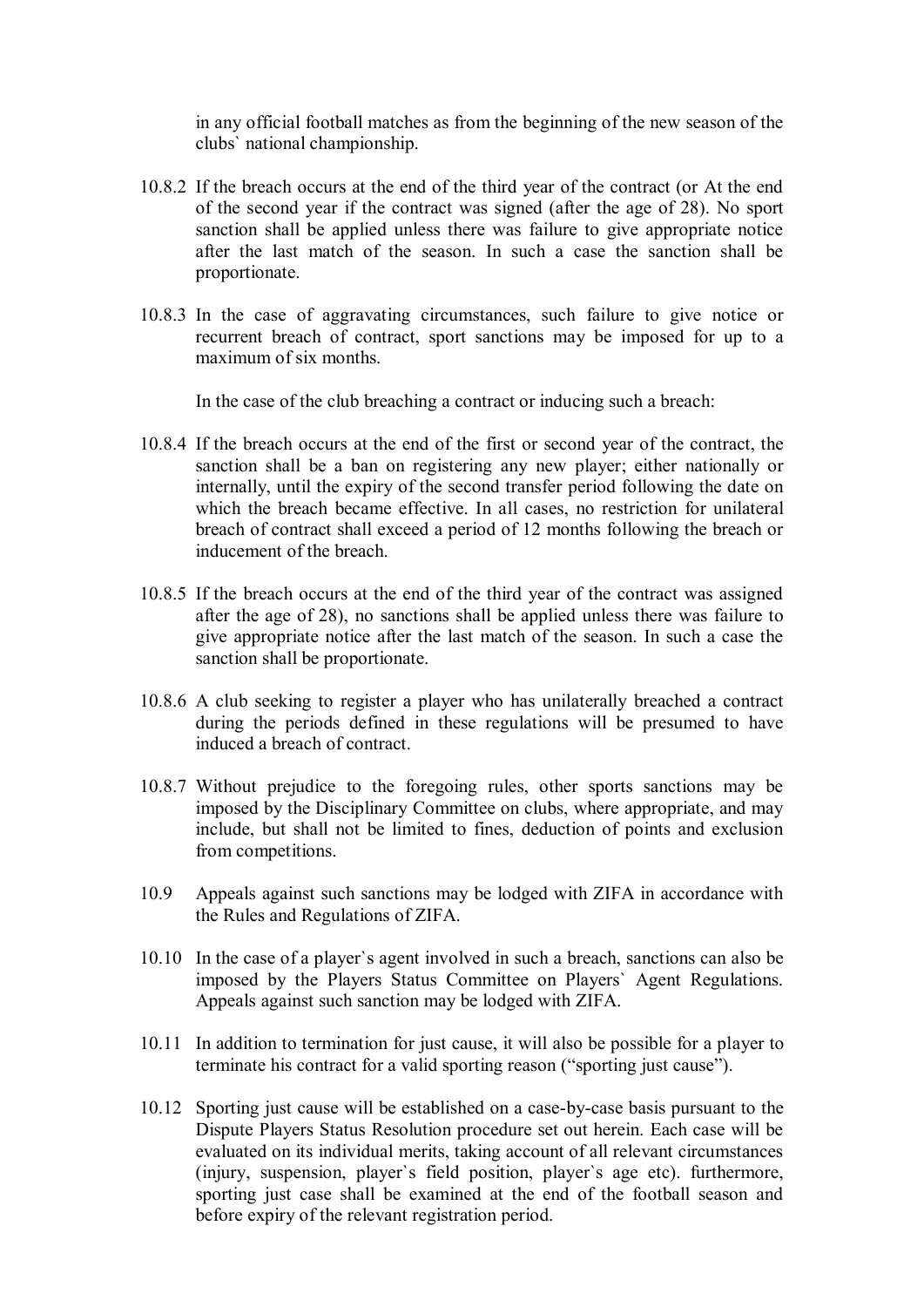in any official football matches as from the beginning of the new season of the clubs` national championship.

10.8.2 If the breach occurs at the end of the third year of the contract (or At the end of the second year if the contract was signed (after the age of 28). No sport sanction shall be applied unless there was failure to give appropriate notice after the last match of the season. In such a case the sanction shall be proportionate.

10.8.3 In the case of aggravating circumstances, such failure to give notice or recurrent breach of contract, sport sanctions may be imposed for up to a maximum of six months.

In the case of the club breaching a contract or inducing such a breach:

10.8.4 If the breach occurs at the end of the first or second year of the contract, the sanction shall be a ban on registering any new player; either nationally or internally, until the expiry of the second transfer period following the date on which the breach became effective. In all cases, no restriction for unilateral breach of contract shall exceed a period of 12 months following the breach or inducement of the breach.

10.8.5 If the breach occurs at the end of the third year of the contract was assigned after the age of 28), no sanctions shall be applied unless there was failure to give appropriate notice after the last match of the season. In such a case the sanction shall be proportionate.

10.8.6 A club seeking to register a player who has unilaterally breached a contract during the periods defined in these regulations will be presumed to have induced a breach of contract.

10.8.7 Without prejudice to the foregoing rules, other sports sanctions may be imposed by the Disciplinary Committee on clubs, where appropriate, and may include, but shall not be limited to fines, deduction of points and exclusion from competitions.

10.9 Appeals against such sanctions may be lodged with ZIFA in accordance with the Rules and Regulations of ZIFA.

10.10 In the case of a player`s agent involved in such a breach, sanctions can also be imposed by the Players Status Committee on Players` Agent Regulations. Appeals against such sanction may be lodged with ZIFA.

10.11 In addition to termination for just cause, it will also be possible for a player to terminate his contract for a valid sporting reason ("sporting just cause").

10.12 Sporting just cause will be established on a case-by-case basis pursuant to the Dispute Players Status Resolution procedure set out herein. Each case will be evaluated on its individual merits, taking account of all relevant circumstances (injury, suspension, player`s field position, player`s age etc). furthermore, sporting just case shall be examined at the end of the football season and before expiry of the relevant registration period.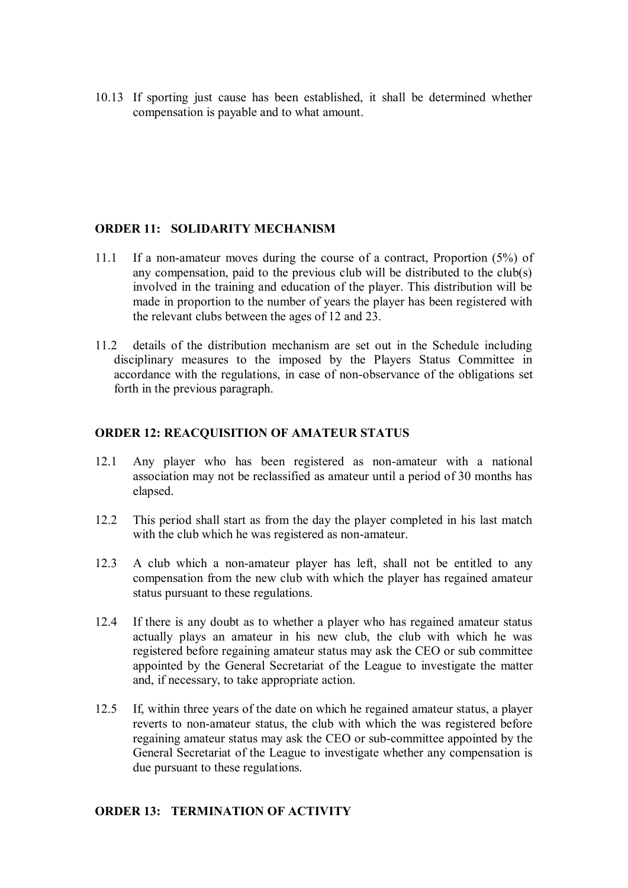10.13 If sporting just cause has been established, it shall be determined whether compensation is payable and to what amount.

## ORDER 11: SOLIDARITY MECHANISM

11.1 If a non-amateur moves during the course of a contract, Proportion (5%) of any compensation, paid to the previous club will be distributed to the club(s) involved in the training and education of the player. This distribution will be made in proportion to the number of years the player has been registered with the relevant clubs between the ages of 12 and 23.

11.2 details of the distribution mechanism are set out in the Schedule including disciplinary measures to the imposed by the Players Status Committee in accordance with the regulations, in case of non-observance of the obligations set forth in the previous paragraph.

## ORDER 12: REACQUISITION OF AMATEUR STATUS

12.1 Any player who has been registered as non-amateur with a national association may not be reclassified as amateur until a period of 30 months has elapsed.

12.2 This period shall start as from the day the player completed in his last match with the club which he was registered as non-amateur.

12.3 A club which a non-amateur player has left, shall not be entitled to any compensation from the new club with which the player has regained amateur status pursuant to these regulations.

12.4 If there is any doubt as to whether a player who has regained amateur status actually plays an amateur in his new club, the club with which he was registered before regaining amateur status may ask the CEO or sub committee appointed by the General Secretariat of the League to investigate the matter and, if necessary, to take appropriate action.

12.5 If, within three years of the date on which he regained amateur status, a player reverts to non-amateur status, the club with which the was registered before regaining amateur status may ask the CEO or sub-committee appointed by the General Secretariat of the League to investigate whether any compensation is due pursuant to these regulations.

## ORDER 13: TERMINATION OF ACTIVITY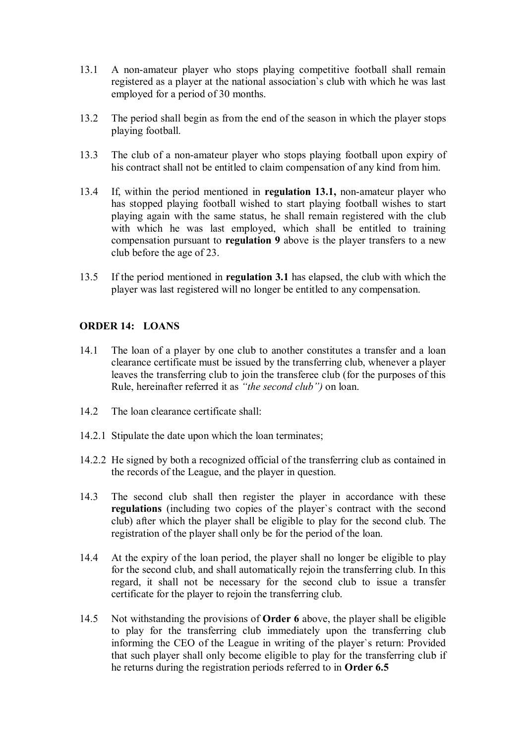13.1 A non-amateur player who stops playing competitive football shall remain registered as a player at the national association`s club with which he was last employed for a period of 30 months.

13.2 The period shall begin as from the end of the season in which the player stops playing football.

13.3 The club of a non-amateur player who stops playing football upon expiry of his contract shall not be entitled to claim compensation of any kind from him.

13.4 If, within the period mentioned in **regulation 13.1,** non-amateur player who has stopped playing football wished to start playing football wishes to start playing again with the same status, he shall remain registered with the club with which he was last employed, which shall be entitled to training compensation pursuant to **regulation 9** above is the player transfers to a new club before the age of 23.

13.5 If the period mentioned in **regulation 3.1** has elapsed, the club with which the player was last registered will no longer be entitled to any compensation.

## ORDER 14: LOANS

14.1 The loan of a player by one club to another constitutes a transfer and a loan clearance certificate must be issued by the transferring club, whenever a player leaves the transferring club to join the transferee club (for the purposes of this Rule, hereinafter referred it as *"the second club")* on loan.

14.2 The loan clearance certificate shall:

14.2.1 Stipulate the date upon which the loan terminates;

14.2.2 He signed by both a recognized official of the transferring club as contained in the records of the League, and the player in question.

14.3 The second club shall then register the player in accordance with these **regulations** (including two copies of the player`s contract with the second club) after which the player shall be eligible to play for the second club. The registration of the player shall only be for the period of the loan.

14.4 At the expiry of the loan period, the player shall no longer be eligible to play for the second club, and shall automatically rejoin the transferring club. In this regard, it shall not be necessary for the second club to issue a transfer certificate for the player to rejoin the transferring club.

14.5 Not withstanding the provisions of **Order 6** above, the player shall be eligible to play for the transferring club immediately upon the transferring club informing the CEO of the League in writing of the player`s return: Provided that such player shall only become eligible to play for the transferring club if he returns during the registration periods referred to in **Order 6.5**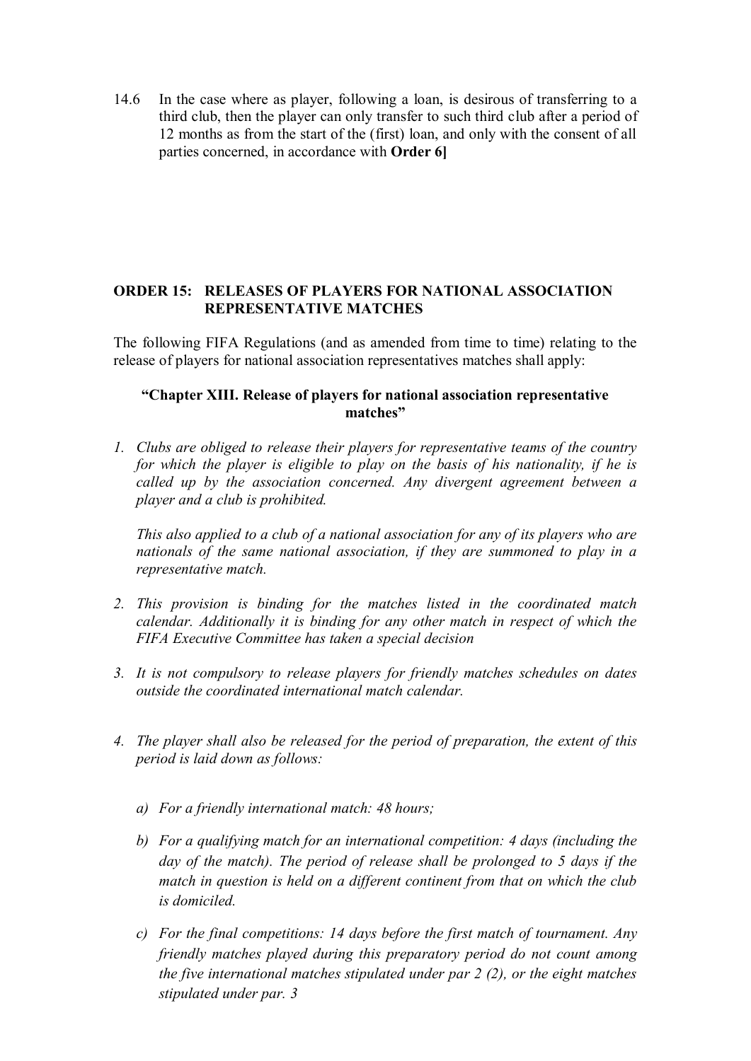14.6 In the case where as player, following a loan, is desirous of transferring to a third club, then the player can only transfer to such third club after a period of 12 months as from the start of the (first) loan, and only with the consent of all parties concerned, in accordance with **Order 6]**

## ORDER 15: RELEASES OF PLAYERS FOR NATIONAL ASSOCIATION REPRESENTATIVE MATCHES

The following FIFA Regulations (and as amended from time to time) relating to the release of players for national association representatives matches shall apply:

### "Chapter XIII. Release of players for national association representative matches"

1. *Clubs are obliged to release their players for representative teams of the country for which the player is eligible to play on the basis of his nationality, if he is called up by the association concerned. Any divergent agreement between a player and a club is prohibited.*

   *This also applied to a club of a national association for any of its players who are nationals of the same national association, if they are summoned to play in a representative match.*

2. *This provision is binding for the matches listed in the coordinated match calendar. Additionally it is binding for any other match in respect of which the FIFA Executive Committee has taken a special decision*

3. *It is not compulsory to release players for friendly matches schedules on dates outside the coordinated international match calendar.*

4. *The player shall also be released for the period of preparation, the extent of this period is laid down as follows:*

   a) *For a friendly international match: 48 hours;*

   b) *For a qualifying match for an international competition: 4 days (including the day of the match). The period of release shall be prolonged to 5 days if the match in question is held on a different continent from that on which the club is domiciled.*

   c) *For the final competitions: 14 days before the first match of tournament. Any friendly matches played during this preparatory period do not count among the five international matches stipulated under par 2 (2), or the eight matches stipulated under par. 3*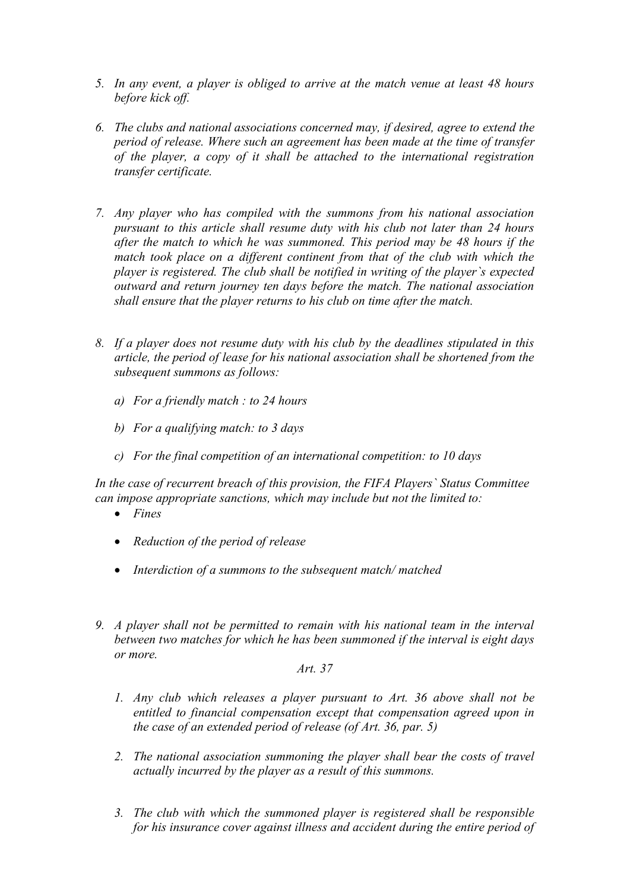5. *In any event, a player is obliged to arrive at the match venue at least 48 hours before kick off.*

6. *The clubs and national associations concerned may, if desired, agree to extend the period of release. Where such an agreement has been made at the time of transfer of the player, a copy of it shall be attached to the international registration transfer certificate.*

7. *Any player who has compiled with the summons from his national association pursuant to this article shall resume duty with his club not later than 24 hours after the match to which he was summoned. This period may be 48 hours if the match took place on a different continent from that of the club with which the player is registered. The club shall be notified in writing of the player`s expected outward and return journey ten days before the match. The national association shall ensure that the player returns to his club on time after the match.*

8. *If a player does not resume duty with his club by the deadlines stipulated in this article, the period of lease for his national association shall be shortened from the subsequent summons as follows:*

   a) *For a friendly match : to 24 hours*

   b) *For a qualifying match: to 3 days*

   c) *For the final competition of an international competition: to 10 days*

*In the case of recurrent breach of this provision, the FIFA Players` Status Committee can impose appropriate sanctions, which may include but not the limited to:*

- *Fines*
- *Reduction of the period of release*
- *Interdiction of a summons to the subsequent match/ matched*

9. *A player shall not be permitted to remain with his national team in the interval between two matches for which he has been summoned if the interval is eight days or more.*

*Art. 37*

1. *Any club which releases a player pursuant to Art. 36 above shall not be entitled to financial compensation except that compensation agreed upon in the case of an extended period of release (of Art. 36, par. 5)*

2. *The national association summoning the player shall bear the costs of travel actually incurred by the player as a result of this summons.*

3. *The club with which the summoned player is registered shall be responsible for his insurance cover against illness and accident during the entire period of*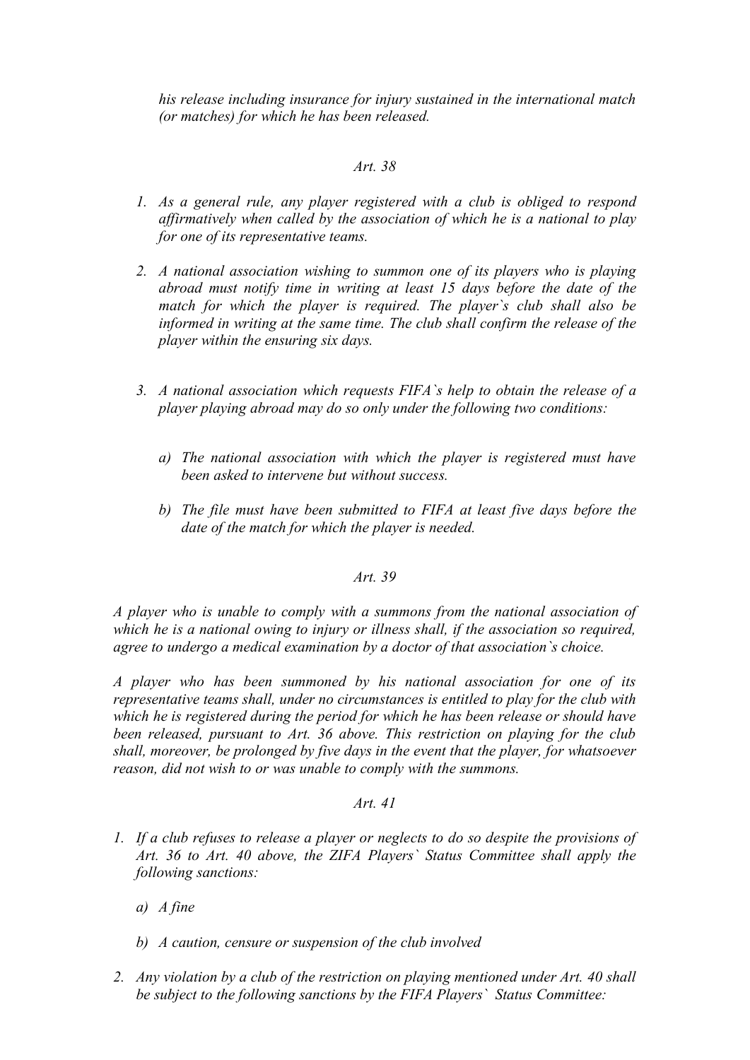*his release including insurance for injury sustained in the international match (or matches) for which he has been released.*

*Art. 38*

1. *As a general rule, any player registered with a club is obliged to respond affirmatively when called by the association of which he is a national to play for one of its representative teams.*

2. *A national association wishing to summon one of its players who is playing abroad must notify time in writing at least 15 days before the date of the match for which the player is required. The player`s club shall also be informed in writing at the same time. The club shall confirm the release of the player within the ensuring six days.*

3. *A national association which requests FIFA`s help to obtain the release of a player playing abroad may do so only under the following two conditions:*

   a) *The national association with which the player is registered must have been asked to intervene but without success.*

   b) *The file must have been submitted to FIFA at least five days before the date of the match for which the player is needed.*

*Art. 39*

*A player who is unable to comply with a summons from the national association of which he is a national owing to injury or illness shall, if the association so required, agree to undergo a medical examination by a doctor of that association`s choice.*

*A player who has been summoned by his national association for one of its representative teams shall, under no circumstances is entitled to play for the club with which he is registered during the period for which he has been release or should have been released, pursuant to Art. 36 above. This restriction on playing for the club shall, moreover, be prolonged by five days in the event that the player, for whatsoever reason, did not wish to or was unable to comply with the summons.*

*Art. 41*

1. *If a club refuses to release a player or neglects to do so despite the provisions of Art. 36 to Art. 40 above, the ZIFA Players` Status Committee shall apply the following sanctions:*

   a) *A fine*

   b) *A caution, censure or suspension of the club involved*

2. *Any violation by a club of the restriction on playing mentioned under Art. 40 shall be subject to the following sanctions by the FIFA Players` Status Committee:*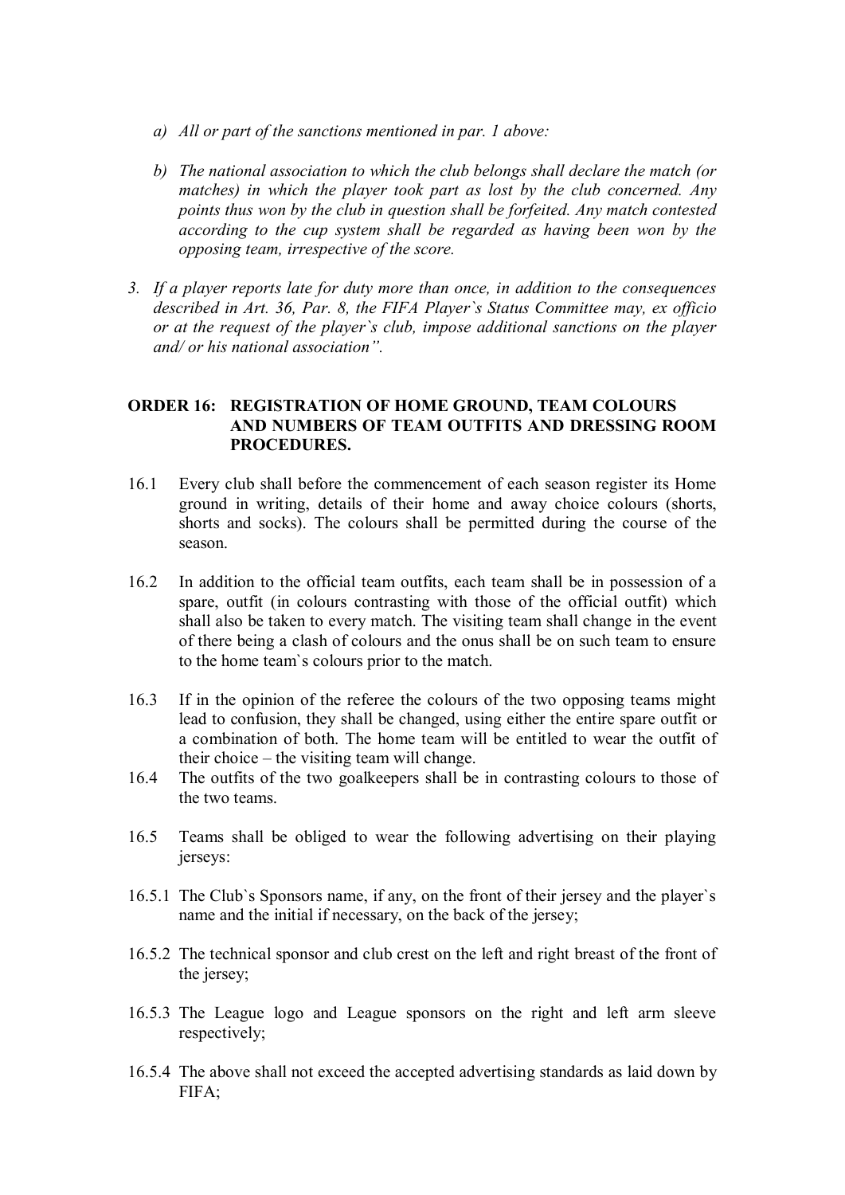*a) All or part of the sanctions mentioned in par. 1 above:*

*b) The national association to which the club belongs shall declare the match (or matches) in which the player took part as lost by the club concerned. Any points thus won by the club in question shall be forfeited. Any match contested according to the cup system shall be regarded as having been won by the opposing team, irrespective of the score.*

*3. If a player reports late for duty more than once, in addition to the consequences described in Art. 36, Par. 8, the FIFA Player`s Status Committee may, ex officio or at the request of the player`s club, impose additional sanctions on the player and/ or his national association".*

## ORDER 16: REGISTRATION OF HOME GROUND, TEAM COLOURS AND NUMBERS OF TEAM OUTFITS AND DRESSING ROOM PROCEDURES.

16.1 Every club shall before the commencement of each season register its Home ground in writing, details of their home and away choice colours (shorts, shorts and socks). The colours shall be permitted during the course of the season.

16.2 In addition to the official team outfits, each team shall be in possession of a spare, outfit (in colours contrasting with those of the official outfit) which shall also be taken to every match. The visiting team shall change in the event of there being a clash of colours and the onus shall be on such team to ensure to the home team`s colours prior to the match.

16.3 If in the opinion of the referee the colours of the two opposing teams might lead to confusion, they shall be changed, using either the entire spare outfit or a combination of both. The home team will be entitled to wear the outfit of their choice – the visiting team will change.

16.4 The outfits of the two goalkeepers shall be in contrasting colours to those of the two teams.

16.5 Teams shall be obliged to wear the following advertising on their playing jerseys:

16.5.1 The Club`s Sponsors name, if any, on the front of their jersey and the player`s name and the initial if necessary, on the back of the jersey;

16.5.2 The technical sponsor and club crest on the left and right breast of the front of the jersey;

16.5.3 The League logo and League sponsors on the right and left arm sleeve respectively;

16.5.4 The above shall not exceed the accepted advertising standards as laid down by FIFA;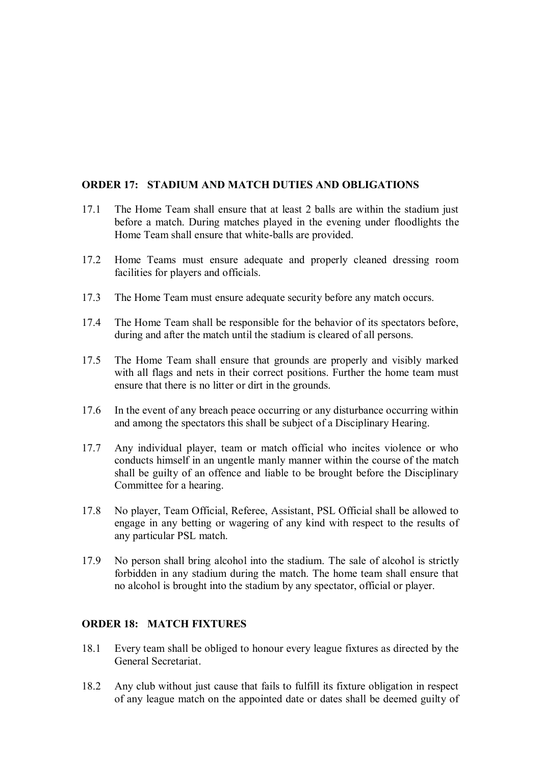## ORDER 17: STADIUM AND MATCH DUTIES AND OBLIGATIONS

17.1 The Home Team shall ensure that at least 2 balls are within the stadium just before a match. During matches played in the evening under floodlights the Home Team shall ensure that white-balls are provided.

17.2 Home Teams must ensure adequate and properly cleaned dressing room facilities for players and officials.

17.3 The Home Team must ensure adequate security before any match occurs.

17.4 The Home Team shall be responsible for the behavior of its spectators before, during and after the match until the stadium is cleared of all persons.

17.5 The Home Team shall ensure that grounds are properly and visibly marked with all flags and nets in their correct positions. Further the home team must ensure that there is no litter or dirt in the grounds.

17.6 In the event of any breach peace occurring or any disturbance occurring within and among the spectators this shall be subject of a Disciplinary Hearing.

17.7 Any individual player, team or match official who incites violence or who conducts himself in an ungentle manly manner within the course of the match shall be guilty of an offence and liable to be brought before the Disciplinary Committee for a hearing.

17.8 No player, Team Official, Referee, Assistant, PSL Official shall be allowed to engage in any betting or wagering of any kind with respect to the results of any particular PSL match.

17.9 No person shall bring alcohol into the stadium. The sale of alcohol is strictly forbidden in any stadium during the match. The home team shall ensure that no alcohol is brought into the stadium by any spectator, official or player.

## ORDER 18: MATCH FIXTURES

18.1 Every team shall be obliged to honour every league fixtures as directed by the General Secretariat.

18.2 Any club without just cause that fails to fulfill its fixture obligation in respect of any league match on the appointed date or dates shall be deemed guilty of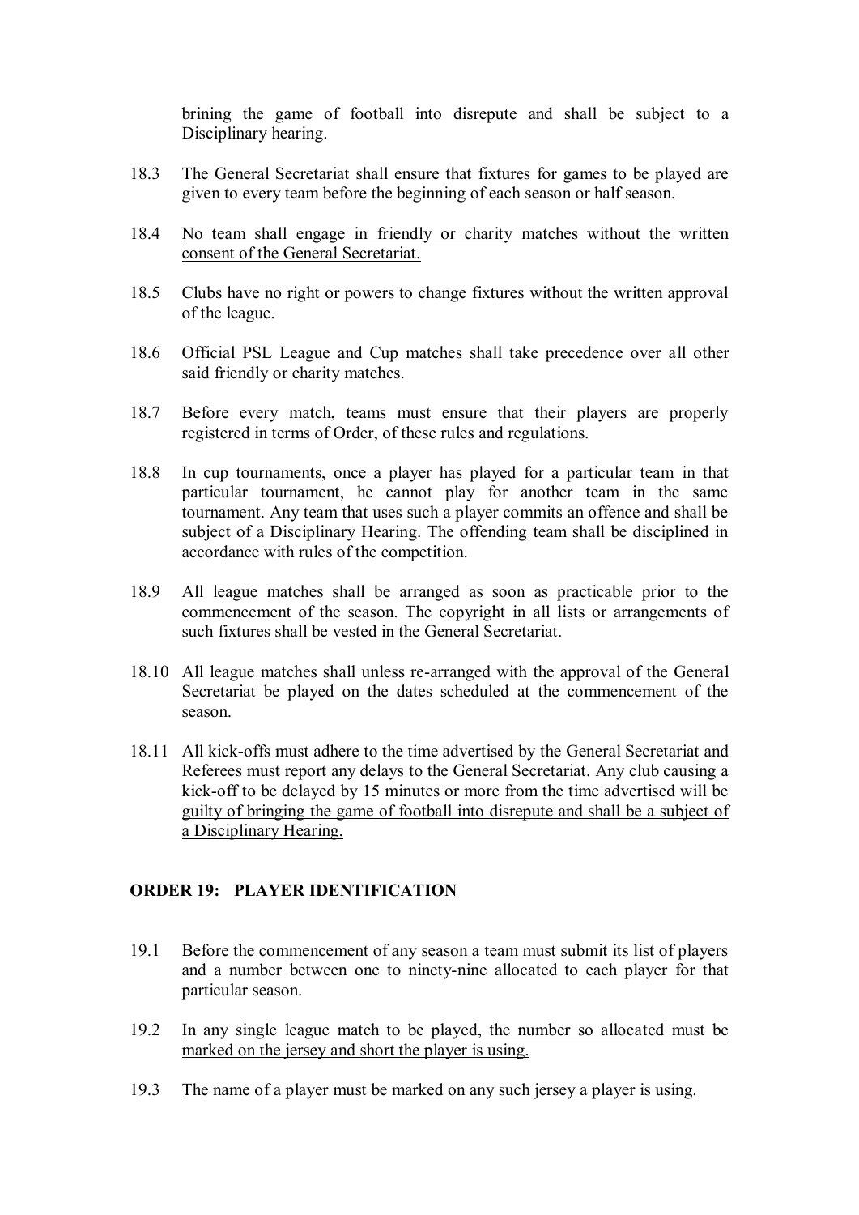brining the game of football into disrepute and shall be subject to a Disciplinary hearing.

18.3 The General Secretariat shall ensure that fixtures for games to be played are given to every team before the beginning of each season or half season.

18.4 <u>No team shall engage in friendly or charity matches without the written consent of the General Secretariat.</u>

18.5 Clubs have no right or powers to change fixtures without the written approval of the league.

18.6 Official PSL League and Cup matches shall take precedence over all other said friendly or charity matches.

18.7 Before every match, teams must ensure that their players are properly registered in terms of Order, of these rules and regulations.

18.8 In cup tournaments, once a player has played for a particular team in that particular tournament, he cannot play for another team in the same tournament. Any team that uses such a player commits an offence and shall be subject of a Disciplinary Hearing. The offending team shall be disciplined in accordance with rules of the competition.

18.9 All league matches shall be arranged as soon as practicable prior to the commencement of the season. The copyright in all lists or arrangements of such fixtures shall be vested in the General Secretariat.

18.10 All league matches shall unless re-arranged with the approval of the General Secretariat be played on the dates scheduled at the commencement of the season.

18.11 All kick-offs must adhere to the time advertised by the General Secretariat and Referees must report any delays to the General Secretariat. Any club causing a kick-off to be delayed by <u>15 minutes or more from the time advertised will be guilty of bringing the game of football into disrepute and shall be a subject of a Disciplinary Hearing.</u>

## ORDER 19: PLAYER IDENTIFICATION

19.1 Before the commencement of any season a team must submit its list of players and a number between one to ninety-nine allocated to each player for that particular season.

19.2 <u>In any single league match to be played, the number so allocated must be marked on the jersey and short the player is using.</u>

19.3 <u>The name of a player must be marked on any such jersey a player is using.</u>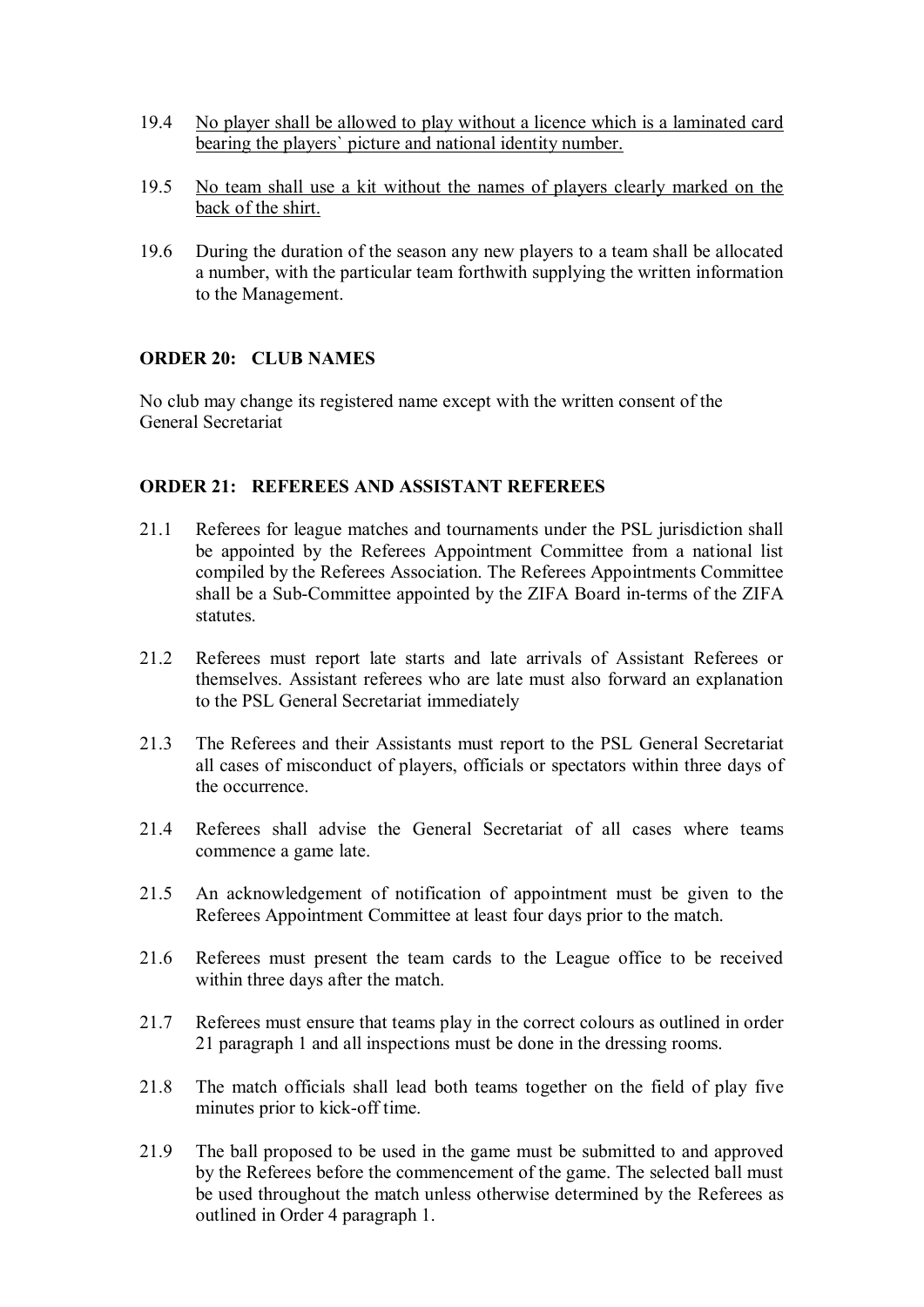19.4 <u>No player shall be allowed to play without a licence which is a laminated card bearing the players` picture and national identity number.</u>

19.5 <u>No team shall use a kit without the names of players clearly marked on the back of the shirt.</u>

19.6 During the duration of the season any new players to a team shall be allocated a number, with the particular team forthwith supplying the written information to the Management.

**ORDER 20: CLUB NAMES**

No club may change its registered name except with the written consent of the General Secretariat

**ORDER 21: REFEREES AND ASSISTANT REFEREES**

21.1 Referees for league matches and tournaments under the PSL jurisdiction shall be appointed by the Referees Appointment Committee from a national list compiled by the Referees Association. The Referees Appointments Committee shall be a Sub-Committee appointed by the ZIFA Board in-terms of the ZIFA statutes.

21.2 Referees must report late starts and late arrivals of Assistant Referees or themselves. Assistant referees who are late must also forward an explanation to the PSL General Secretariat immediately

21.3 The Referees and their Assistants must report to the PSL General Secretariat all cases of misconduct of players, officials or spectators within three days of the occurrence.

21.4 Referees shall advise the General Secretariat of all cases where teams commence a game late.

21.5 An acknowledgement of notification of appointment must be given to the Referees Appointment Committee at least four days prior to the match.

21.6 Referees must present the team cards to the League office to be received within three days after the match.

21.7 Referees must ensure that teams play in the correct colours as outlined in order 21 paragraph 1 and all inspections must be done in the dressing rooms.

21.8 The match officials shall lead both teams together on the field of play five minutes prior to kick-off time.

21.9 The ball proposed to be used in the game must be submitted to and approved by the Referees before the commencement of the game. The selected ball must be used throughout the match unless otherwise determined by the Referees as outlined in Order 4 paragraph 1.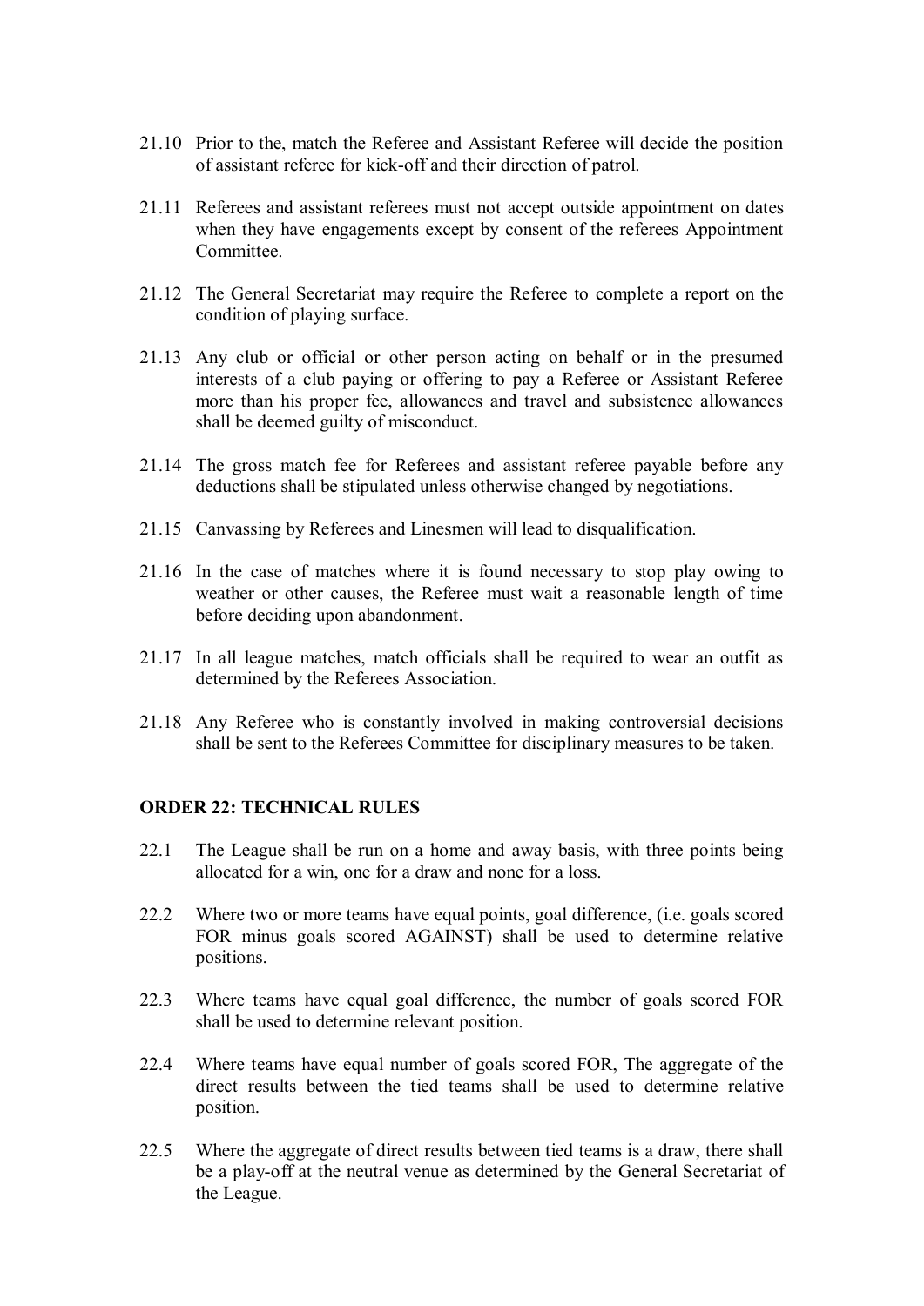21.10 Prior to the, match the Referee and Assistant Referee will decide the position of assistant referee for kick-off and their direction of patrol.

21.11 Referees and assistant referees must not accept outside appointment on dates when they have engagements except by consent of the referees Appointment Committee.

21.12 The General Secretariat may require the Referee to complete a report on the condition of playing surface.

21.13 Any club or official or other person acting on behalf or in the presumed interests of a club paying or offering to pay a Referee or Assistant Referee more than his proper fee, allowances and travel and subsistence allowances shall be deemed guilty of misconduct.

21.14 The gross match fee for Referees and assistant referee payable before any deductions shall be stipulated unless otherwise changed by negotiations.

21.15 Canvassing by Referees and Linesmen will lead to disqualification.

21.16 In the case of matches where it is found necessary to stop play owing to weather or other causes, the Referee must wait a reasonable length of time before deciding upon abandonment.

21.17 In all league matches, match officials shall be required to wear an outfit as determined by the Referees Association.

21.18 Any Referee who is constantly involved in making controversial decisions shall be sent to the Referees Committee for disciplinary measures to be taken.

**ORDER 22: TECHNICAL RULES**

22.1 The League shall be run on a home and away basis, with three points being allocated for a win, one for a draw and none for a loss.

22.2 Where two or more teams have equal points, goal difference, (i.e. goals scored FOR minus goals scored AGAINST) shall be used to determine relative positions.

22.3 Where teams have equal goal difference, the number of goals scored FOR shall be used to determine relevant position.

22.4 Where teams have equal number of goals scored FOR, The aggregate of the direct results between the tied teams shall be used to determine relative position.

22.5 Where the aggregate of direct results between tied teams is a draw, there shall be a play-off at the neutral venue as determined by the General Secretariat of the League.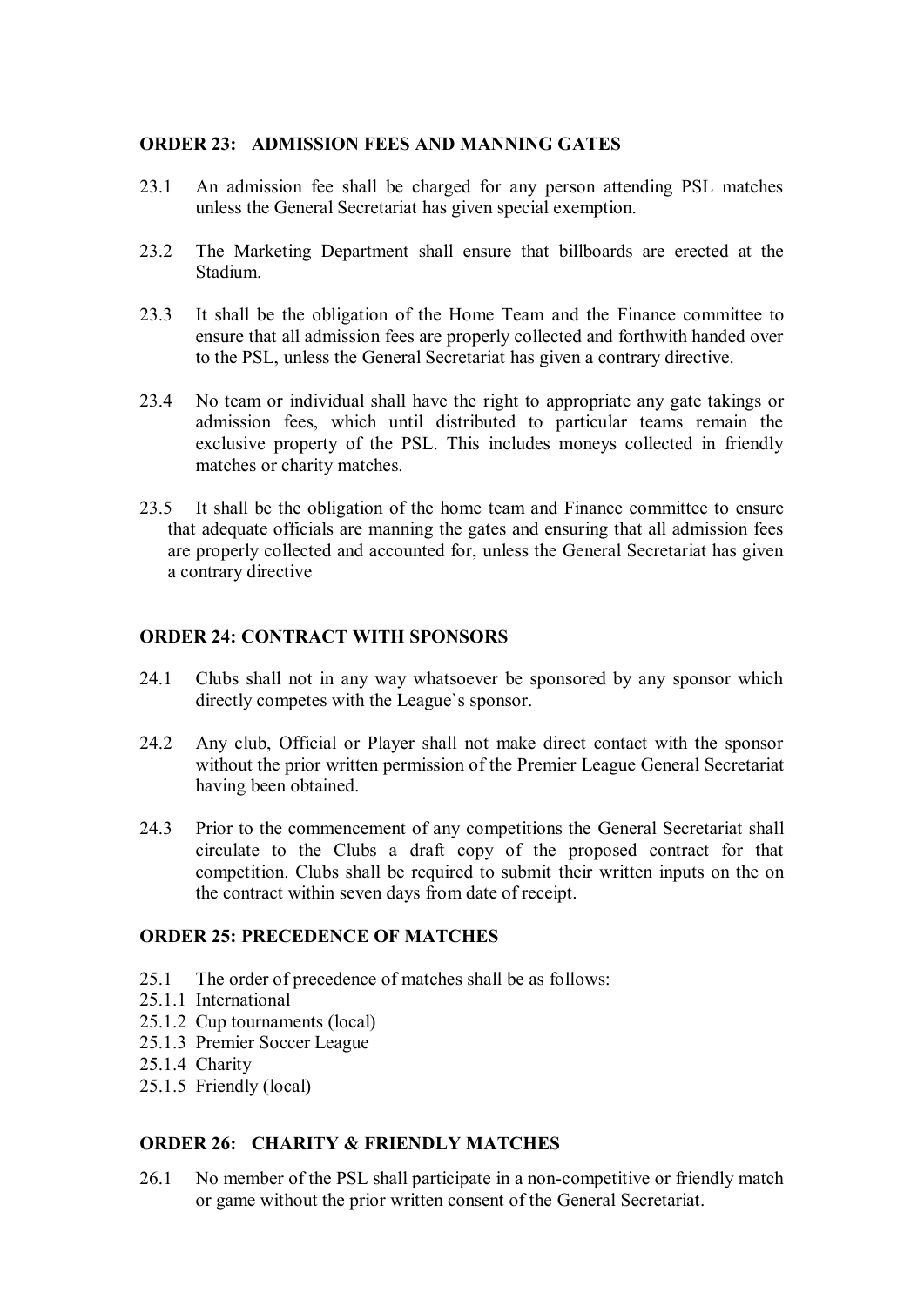## ORDER 23: ADMISSION FEES AND MANNING GATES

23.1 An admission fee shall be charged for any person attending PSL matches unless the General Secretariat has given special exemption.

23.2 The Marketing Department shall ensure that billboards are erected at the Stadium.

23.3 It shall be the obligation of the Home Team and the Finance committee to ensure that all admission fees are properly collected and forthwith handed over to the PSL, unless the General Secretariat has given a contrary directive.

23.4 No team or individual shall have the right to appropriate any gate takings or admission fees, which until distributed to particular teams remain the exclusive property of the PSL. This includes moneys collected in friendly matches or charity matches.

23.5 It shall be the obligation of the home team and Finance committee to ensure that adequate officials are manning the gates and ensuring that all admission fees are properly collected and accounted for, unless the General Secretariat has given a contrary directive

## ORDER 24: CONTRACT WITH SPONSORS

24.1 Clubs shall not in any way whatsoever be sponsored by any sponsor which directly competes with the League`s sponsor.

24.2 Any club, Official or Player shall not make direct contact with the sponsor without the prior written permission of the Premier League General Secretariat having been obtained.

24.3 Prior to the commencement of any competitions the General Secretariat shall circulate to the Clubs a draft copy of the proposed contract for that competition. Clubs shall be required to submit their written inputs on the on the contract within seven days from date of receipt.

## ORDER 25: PRECEDENCE OF MATCHES

25.1 The order of precedence of matches shall be as follows:
25.1.1 International
25.1.2 Cup tournaments (local)
25.1.3 Premier Soccer League
25.1.4 Charity
25.1.5 Friendly (local)

## ORDER 26: CHARITY & FRIENDLY MATCHES

26.1 No member of the PSL shall participate in a non-competitive or friendly match or game without the prior written consent of the General Secretariat.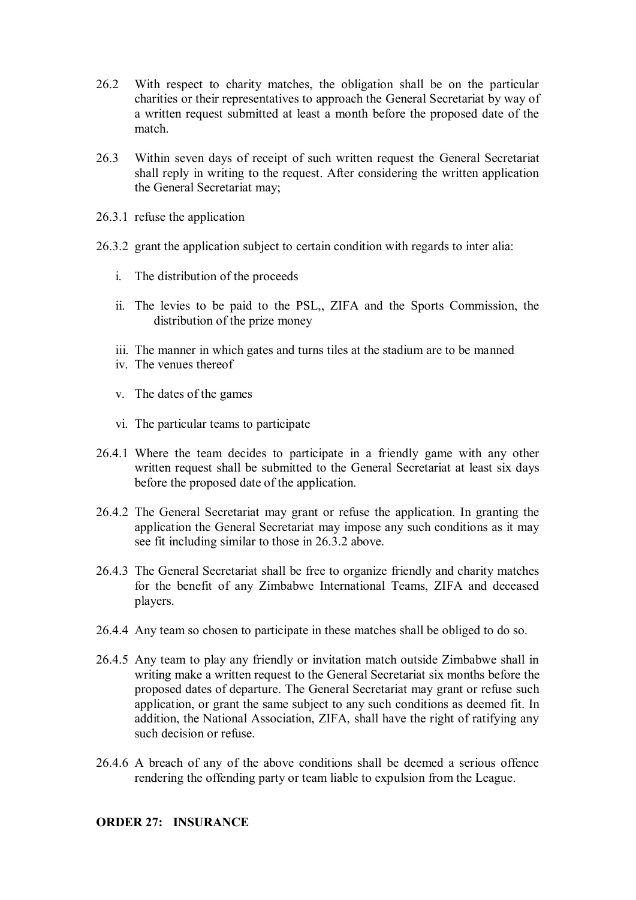26.2 With respect to charity matches, the obligation shall be on the particular charities or their representatives to approach the General Secretariat by way of a written request submitted at least a month before the proposed date of the match.

26.3 Within seven days of receipt of such written request the General Secretariat shall reply in writing to the request. After considering the written application the General Secretariat may;

26.3.1 refuse the application

26.3.2 grant the application subject to certain condition with regards to inter alia:

i. The distribution of the proceeds

ii. The levies to be paid to the PSL,, ZIFA and the Sports Commission, the distribution of the prize money

iii. The manner in which gates and turns tiles at the stadium are to be manned

iv. The venues thereof

v. The dates of the games

vi. The particular teams to participate

26.4.1 Where the team decides to participate in a friendly game with any other written request shall be submitted to the General Secretariat at least six days before the proposed date of the application.

26.4.2 The General Secretariat may grant or refuse the application. In granting the application the General Secretariat may impose any such conditions as it may see fit including similar to those in 26.3.2 above.

26.4.3 The General Secretariat shall be free to organize friendly and charity matches for the benefit of any Zimbabwe International Teams, ZIFA and deceased players.

26.4.4 Any team so chosen to participate in these matches shall be obliged to do so.

26.4.5 Any team to play any friendly or invitation match outside Zimbabwe shall in writing make a written request to the General Secretariat six months before the proposed dates of departure. The General Secretariat may grant or refuse such application, or grant the same subject to any such conditions as deemed fit. In addition, the National Association, ZIFA, shall have the right of ratifying any such decision or refuse.

26.4.6 A breach of any of the above conditions shall be deemed a serious offence rendering the offending party or team liable to expulsion from the League.

**ORDER 27: INSURANCE**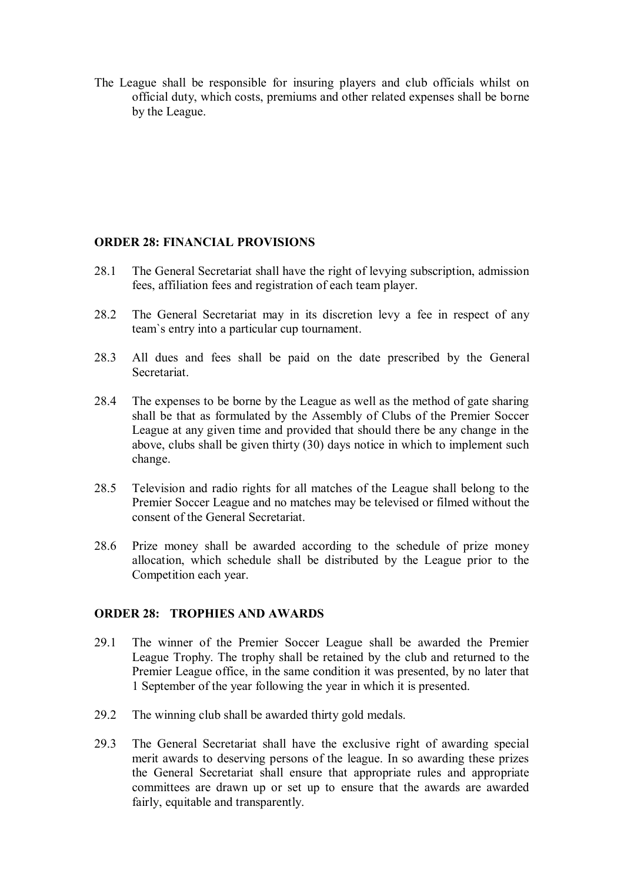The League shall be responsible for insuring players and club officials whilst on official duty, which costs, premiums and other related expenses shall be borne by the League.

## ORDER 28: FINANCIAL PROVISIONS

28.1 The General Secretariat shall have the right of levying subscription, admission fees, affiliation fees and registration of each team player.

28.2 The General Secretariat may in its discretion levy a fee in respect of any team`s entry into a particular cup tournament.

28.3 All dues and fees shall be paid on the date prescribed by the General Secretariat.

28.4 The expenses to be borne by the League as well as the method of gate sharing shall be that as formulated by the Assembly of Clubs of the Premier Soccer League at any given time and provided that should there be any change in the above, clubs shall be given thirty (30) days notice in which to implement such change.

28.5 Television and radio rights for all matches of the League shall belong to the Premier Soccer League and no matches may be televised or filmed without the consent of the General Secretariat.

28.6 Prize money shall be awarded according to the schedule of prize money allocation, which schedule shall be distributed by the League prior to the Competition each year.

## ORDER 28: TROPHIES AND AWARDS

29.1 The winner of the Premier Soccer League shall be awarded the Premier League Trophy. The trophy shall be retained by the club and returned to the Premier League office, in the same condition it was presented, by no later that 1 September of the year following the year in which it is presented.

29.2 The winning club shall be awarded thirty gold medals.

29.3 The General Secretariat shall have the exclusive right of awarding special merit awards to deserving persons of the league. In so awarding these prizes the General Secretariat shall ensure that appropriate rules and appropriate committees are drawn up or set up to ensure that the awards are awarded fairly, equitable and transparently.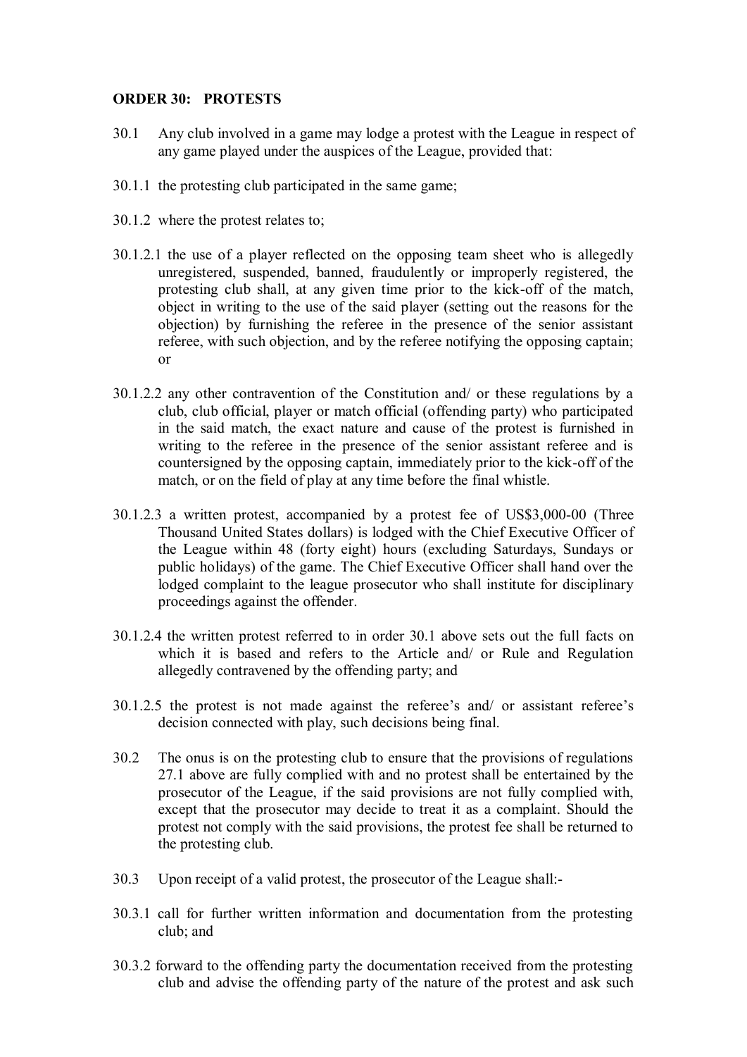**ORDER 30: PROTESTS**

30.1 Any club involved in a game may lodge a protest with the League in respect of any game played under the auspices of the League, provided that:

30.1.1 the protesting club participated in the same game;

30.1.2 where the protest relates to;

30.1.2.1 the use of a player reflected on the opposing team sheet who is allegedly unregistered, suspended, banned, fraudulently or improperly registered, the protesting club shall, at any given time prior to the kick-off of the match, object in writing to the use of the said player (setting out the reasons for the objection) by furnishing the referee in the presence of the senior assistant referee, with such objection, and by the referee notifying the opposing captain; or

30.1.2.2 any other contravention of the Constitution and/ or these regulations by a club, club official, player or match official (offending party) who participated in the said match, the exact nature and cause of the protest is furnished in writing to the referee in the presence of the senior assistant referee and is countersigned by the opposing captain, immediately prior to the kick-off of the match, or on the field of play at any time before the final whistle.

30.1.2.3 a written protest, accompanied by a protest fee of US$3,000-00 (Three Thousand United States dollars) is lodged with the Chief Executive Officer of the League within 48 (forty eight) hours (excluding Saturdays, Sundays or public holidays) of the game. The Chief Executive Officer shall hand over the lodged complaint to the league prosecutor who shall institute for disciplinary proceedings against the offender.

30.1.2.4 the written protest referred to in order 30.1 above sets out the full facts on which it is based and refers to the Article and/ or Rule and Regulation allegedly contravened by the offending party; and

30.1.2.5 the protest is not made against the referee's and/ or assistant referee's decision connected with play, such decisions being final.

30.2 The onus is on the protesting club to ensure that the provisions of regulations 27.1 above are fully complied with and no protest shall be entertained by the prosecutor of the League, if the said provisions are not fully complied with, except that the prosecutor may decide to treat it as a complaint. Should the protest not comply with the said provisions, the protest fee shall be returned to the protesting club.

30.3 Upon receipt of a valid protest, the prosecutor of the League shall:-

30.3.1 call for further written information and documentation from the protesting club; and

30.3.2 forward to the offending party the documentation received from the protesting club and advise the offending party of the nature of the protest and ask such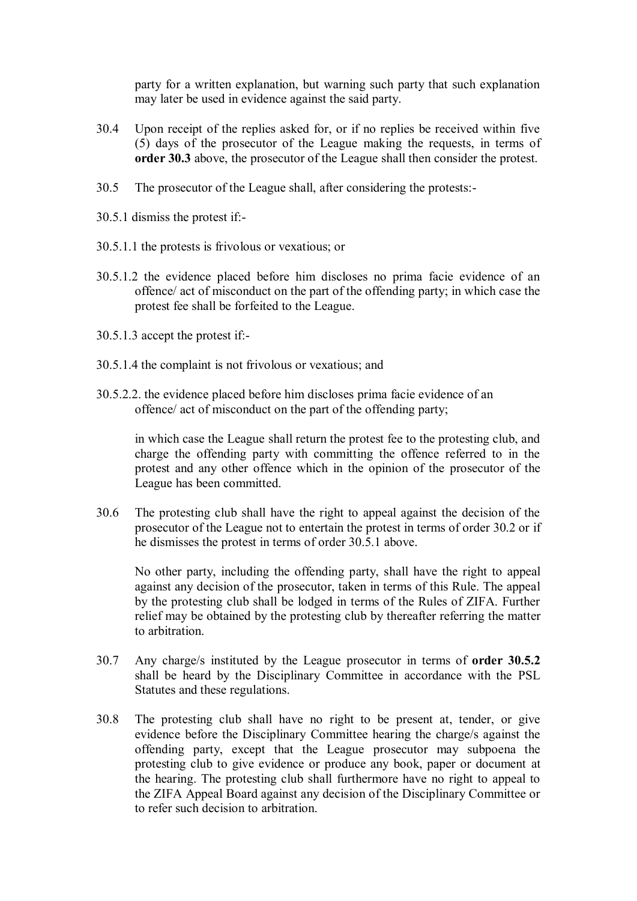party for a written explanation, but warning such party that such explanation may later be used in evidence against the said party.

30.4 Upon receipt of the replies asked for, or if no replies be received within five (5) days of the prosecutor of the League making the requests, in terms of **order 30.3** above, the prosecutor of the League shall then consider the protest.

30.5 The prosecutor of the League shall, after considering the protests:-

30.5.1 dismiss the protest if:-

30.5.1.1 the protests is frivolous or vexatious; or

30.5.1.2 the evidence placed before him discloses no prima facie evidence of an offence/ act of misconduct on the part of the offending party; in which case the protest fee shall be forfeited to the League.

30.5.1.3 accept the protest if:-

30.5.1.4 the complaint is not frivolous or vexatious; and

30.5.2.2. the evidence placed before him discloses prima facie evidence of an offence/ act of misconduct on the part of the offending party;

in which case the League shall return the protest fee to the protesting club, and charge the offending party with committing the offence referred to in the protest and any other offence which in the opinion of the prosecutor of the League has been committed.

30.6 The protesting club shall have the right to appeal against the decision of the prosecutor of the League not to entertain the protest in terms of order 30.2 or if he dismisses the protest in terms of order 30.5.1 above.

No other party, including the offending party, shall have the right to appeal against any decision of the prosecutor, taken in terms of this Rule. The appeal by the protesting club shall be lodged in terms of the Rules of ZIFA. Further relief may be obtained by the protesting club by thereafter referring the matter to arbitration.

30.7 Any charge/s instituted by the League prosecutor in terms of **order 30.5.2** shall be heard by the Disciplinary Committee in accordance with the PSL Statutes and these regulations.

30.8 The protesting club shall have no right to be present at, tender, or give evidence before the Disciplinary Committee hearing the charge/s against the offending party, except that the League prosecutor may subpoena the protesting club to give evidence or produce any book, paper or document at the hearing. The protesting club shall furthermore have no right to appeal to the ZIFA Appeal Board against any decision of the Disciplinary Committee or to refer such decision to arbitration.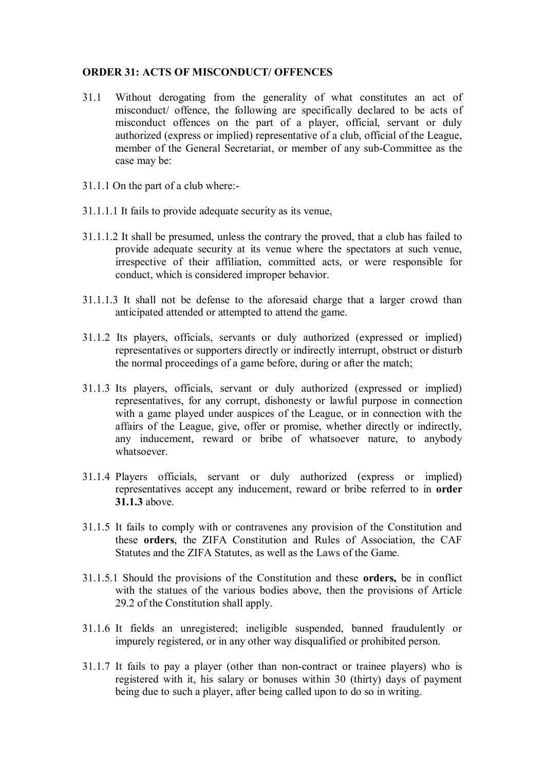**ORDER 31: ACTS OF MISCONDUCT/ OFFENCES**

31.1 Without derogating from the generality of what constitutes an act of misconduct/ offence, the following are specifically declared to be acts of misconduct offences on the part of a player, official, servant or duly authorized (express or implied) representative of a club, official of the League, member of the General Secretariat, or member of any sub-Committee as the case may be:

31.1.1 On the part of a club where:-

31.1.1.1 It fails to provide adequate security as its venue,

31.1.1.2 It shall be presumed, unless the contrary the proved, that a club has failed to provide adequate security at its venue where the spectators at such venue, irrespective of their affiliation, committed acts, or were responsible for conduct, which is considered improper behavior.

31.1.1.3 It shall not be defense to the aforesaid charge that a larger crowd than anticipated attended or attempted to attend the game.

31.1.2 Its players, officials, servants or duly authorized (expressed or implied) representatives or supporters directly or indirectly interrupt, obstruct or disturb the normal proceedings of a game before, during or after the match;

31.1.3 Its players, officials, servant or duly authorized (expressed or implied) representatives, for any corrupt, dishonesty or lawful purpose in connection with a game played under auspices of the League, or in connection with the affairs of the League, give, offer or promise, whether directly or indirectly, any inducement, reward or bribe of whatsoever nature, to anybody whatsoever.

31.1.4 Players officials, servant or duly authorized (express or implied) representatives accept any inducement, reward or bribe referred to in **order 31.1.3** above.

31.1.5 It fails to comply with or contravenes any provision of the Constitution and these **orders**, the ZIFA Constitution and Rules of Association, the CAF Statutes and the ZIFA Statutes, as well as the Laws of the Game.

31.1.5.1 Should the provisions of the Constitution and these **orders,** be in conflict with the statues of the various bodies above, then the provisions of Article 29.2 of the Constitution shall apply.

31.1.6 It fields an unregistered; ineligible suspended, banned fraudulently or impurely registered, or in any other way disqualified or prohibited person.

31.1.7 It fails to pay a player (other than non-contract or trainee players) who is registered with it, his salary or bonuses within 30 (thirty) days of payment being due to such a player, after being called upon to do so in writing.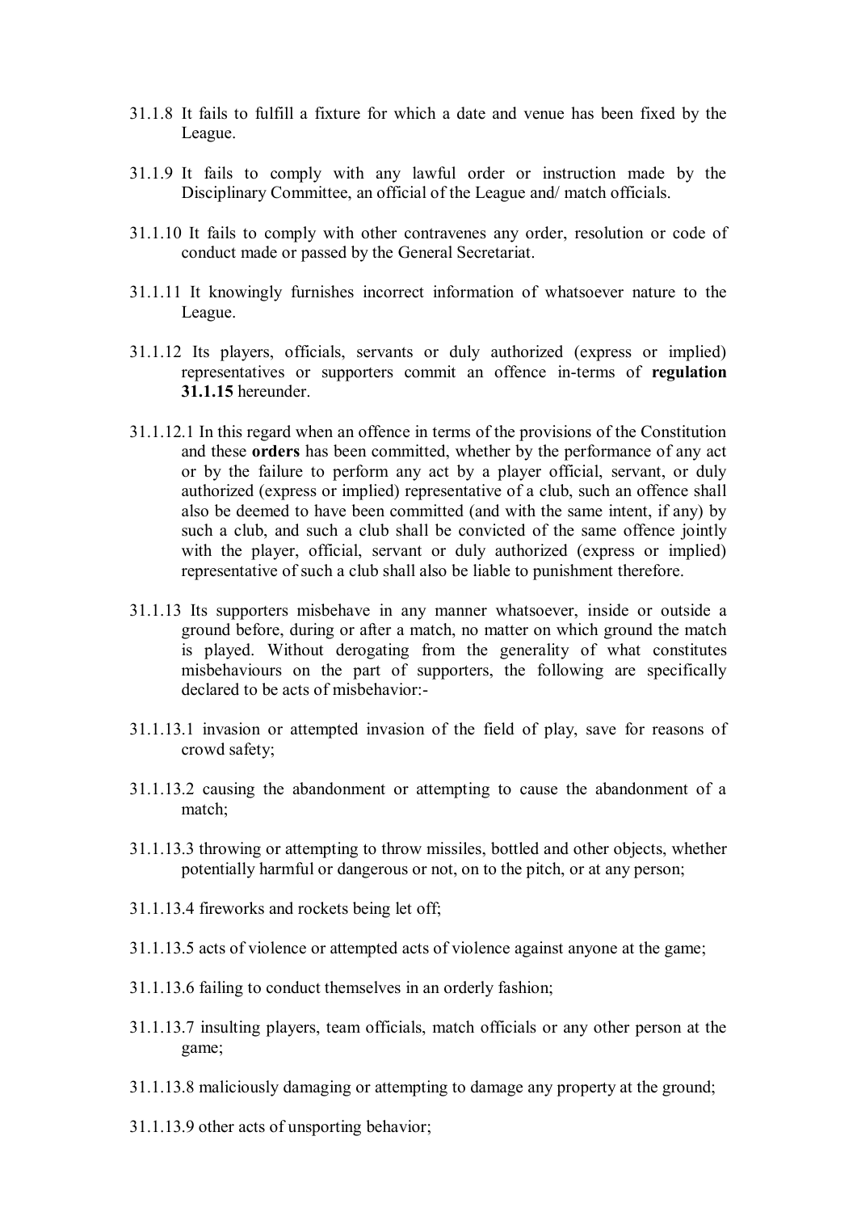31.1.8 It fails to fulfill a fixture for which a date and venue has been fixed by the League.

31.1.9 It fails to comply with any lawful order or instruction made by the Disciplinary Committee, an official of the League and/ match officials.

31.1.10 It fails to comply with other contravenes any order, resolution or code of conduct made or passed by the General Secretariat.

31.1.11 It knowingly furnishes incorrect information of whatsoever nature to the League.

31.1.12 Its players, officials, servants or duly authorized (express or implied) representatives or supporters commit an offence in-terms of **regulation 31.1.15** hereunder.

31.1.12.1 In this regard when an offence in terms of the provisions of the Constitution and these **orders** has been committed, whether by the performance of any act or by the failure to perform any act by a player official, servant, or duly authorized (express or implied) representative of a club, such an offence shall also be deemed to have been committed (and with the same intent, if any) by such a club, and such a club shall be convicted of the same offence jointly with the player, official, servant or duly authorized (express or implied) representative of such a club shall also be liable to punishment therefore.

31.1.13 Its supporters misbehave in any manner whatsoever, inside or outside a ground before, during or after a match, no matter on which ground the match is played. Without derogating from the generality of what constitutes misbehaviours on the part of supporters, the following are specifically declared to be acts of misbehavior:-

31.1.13.1 invasion or attempted invasion of the field of play, save for reasons of crowd safety;

31.1.13.2 causing the abandonment or attempting to cause the abandonment of a match;

31.1.13.3 throwing or attempting to throw missiles, bottled and other objects, whether potentially harmful or dangerous or not, on to the pitch, or at any person;

31.1.13.4 fireworks and rockets being let off;

31.1.13.5 acts of violence or attempted acts of violence against anyone at the game;

31.1.13.6 failing to conduct themselves in an orderly fashion;

31.1.13.7 insulting players, team officials, match officials or any other person at the game;

31.1.13.8 maliciously damaging or attempting to damage any property at the ground;

31.1.13.9 other acts of unsporting behavior;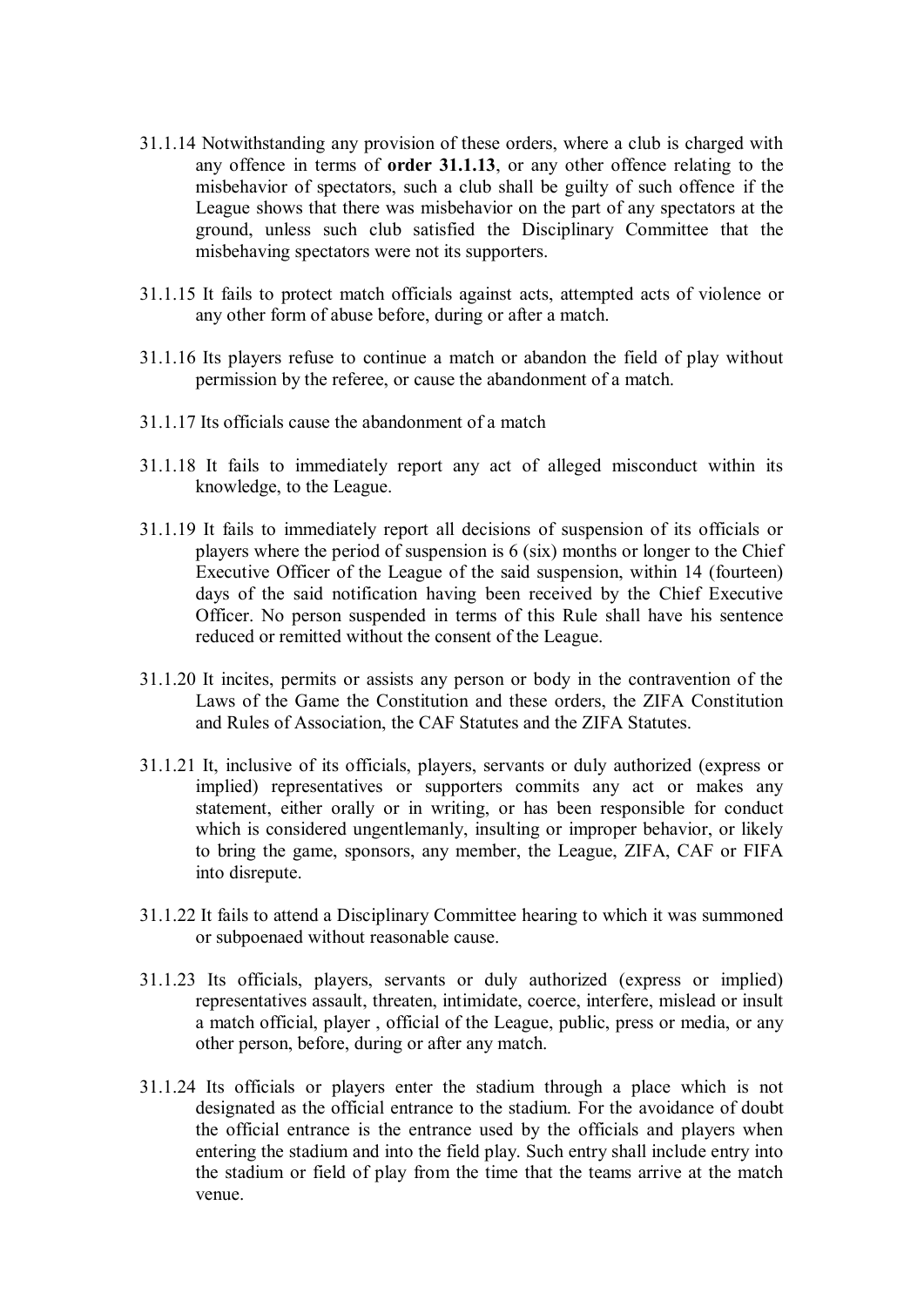31.1.14 Notwithstanding any provision of these orders, where a club is charged with any offence in terms of **order 31.1.13**, or any other offence relating to the misbehavior of spectators, such a club shall be guilty of such offence if the League shows that there was misbehavior on the part of any spectators at the ground, unless such club satisfied the Disciplinary Committee that the misbehaving spectators were not its supporters.

31.1.15 It fails to protect match officials against acts, attempted acts of violence or any other form of abuse before, during or after a match.

31.1.16 Its players refuse to continue a match or abandon the field of play without permission by the referee, or cause the abandonment of a match.

31.1.17 Its officials cause the abandonment of a match

31.1.18 It fails to immediately report any act of alleged misconduct within its knowledge, to the League.

31.1.19 It fails to immediately report all decisions of suspension of its officials or players where the period of suspension is 6 (six) months or longer to the Chief Executive Officer of the League of the said suspension, within 14 (fourteen) days of the said notification having been received by the Chief Executive Officer. No person suspended in terms of this Rule shall have his sentence reduced or remitted without the consent of the League.

31.1.20 It incites, permits or assists any person or body in the contravention of the Laws of the Game the Constitution and these orders, the ZIFA Constitution and Rules of Association, the CAF Statutes and the ZIFA Statutes.

31.1.21 It, inclusive of its officials, players, servants or duly authorized (express or implied) representatives or supporters commits any act or makes any statement, either orally or in writing, or has been responsible for conduct which is considered ungentlemanly, insulting or improper behavior, or likely to bring the game, sponsors, any member, the League, ZIFA, CAF or FIFA into disrepute.

31.1.22 It fails to attend a Disciplinary Committee hearing to which it was summoned or subpoenaed without reasonable cause.

31.1.23 Its officials, players, servants or duly authorized (express or implied) representatives assault, threaten, intimidate, coerce, interfere, mislead or insult a match official, player , official of the League, public, press or media, or any other person, before, during or after any match.

31.1.24 Its officials or players enter the stadium through a place which is not designated as the official entrance to the stadium. For the avoidance of doubt the official entrance is the entrance used by the officials and players when entering the stadium and into the field play. Such entry shall include entry into the stadium or field of play from the time that the teams arrive at the match venue.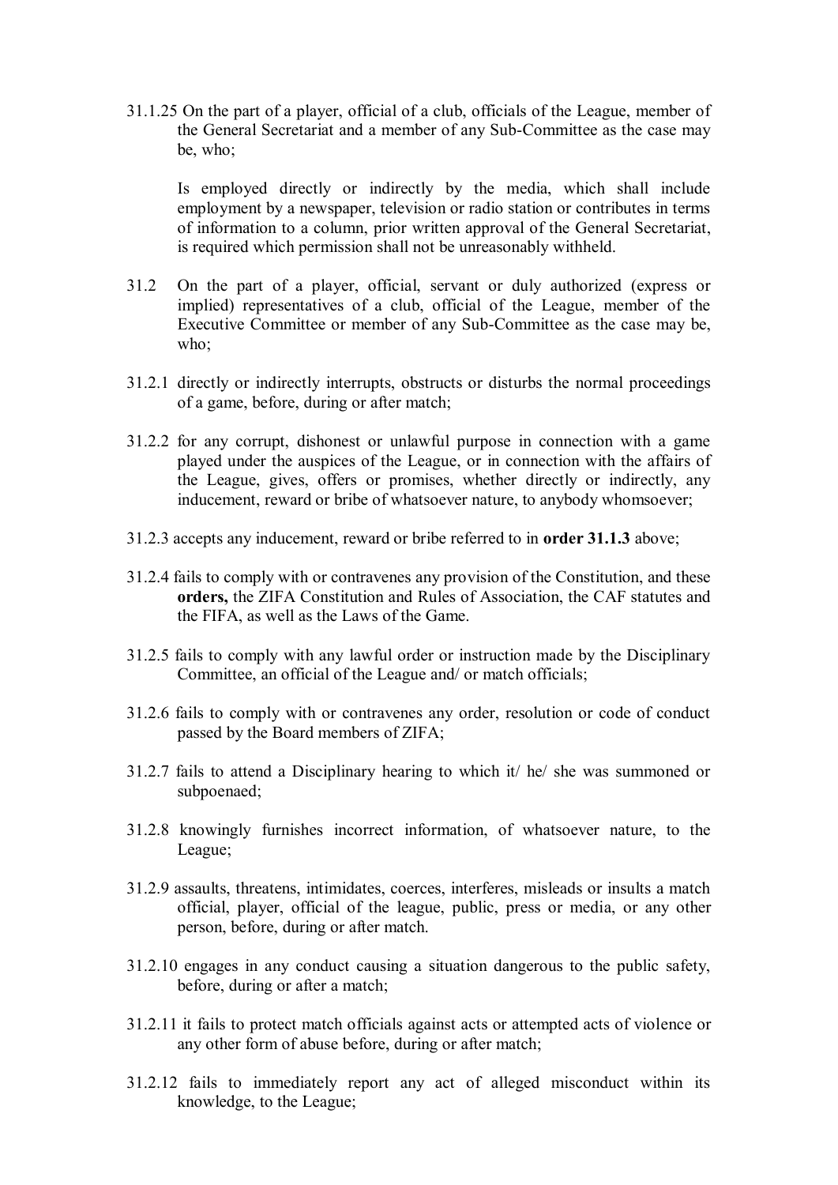31.1.25 On the part of a player, official of a club, officials of the League, member of the General Secretariat and a member of any Sub-Committee as the case may be, who;

Is employed directly or indirectly by the media, which shall include employment by a newspaper, television or radio station or contributes in terms of information to a column, prior written approval of the General Secretariat, is required which permission shall not be unreasonably withheld.

31.2 On the part of a player, official, servant or duly authorized (express or implied) representatives of a club, official of the League, member of the Executive Committee or member of any Sub-Committee as the case may be, who;

31.2.1 directly or indirectly interrupts, obstructs or disturbs the normal proceedings of a game, before, during or after match;

31.2.2 for any corrupt, dishonest or unlawful purpose in connection with a game played under the auspices of the League, or in connection with the affairs of the League, gives, offers or promises, whether directly or indirectly, any inducement, reward or bribe of whatsoever nature, to anybody whomsoever;

31.2.3 accepts any inducement, reward or bribe referred to in **order 31.1.3** above;

31.2.4 fails to comply with or contravenes any provision of the Constitution, and these **orders,** the ZIFA Constitution and Rules of Association, the CAF statutes and the FIFA, as well as the Laws of the Game.

31.2.5 fails to comply with any lawful order or instruction made by the Disciplinary Committee, an official of the League and/ or match officials;

31.2.6 fails to comply with or contravenes any order, resolution or code of conduct passed by the Board members of ZIFA;

31.2.7 fails to attend a Disciplinary hearing to which it/ he/ she was summoned or subpoenaed;

31.2.8 knowingly furnishes incorrect information, of whatsoever nature, to the League;

31.2.9 assaults, threatens, intimidates, coerces, interferes, misleads or insults a match official, player, official of the league, public, press or media, or any other person, before, during or after match.

31.2.10 engages in any conduct causing a situation dangerous to the public safety, before, during or after a match;

31.2.11 it fails to protect match officials against acts or attempted acts of violence or any other form of abuse before, during or after match;

31.2.12 fails to immediately report any act of alleged misconduct within its knowledge, to the League;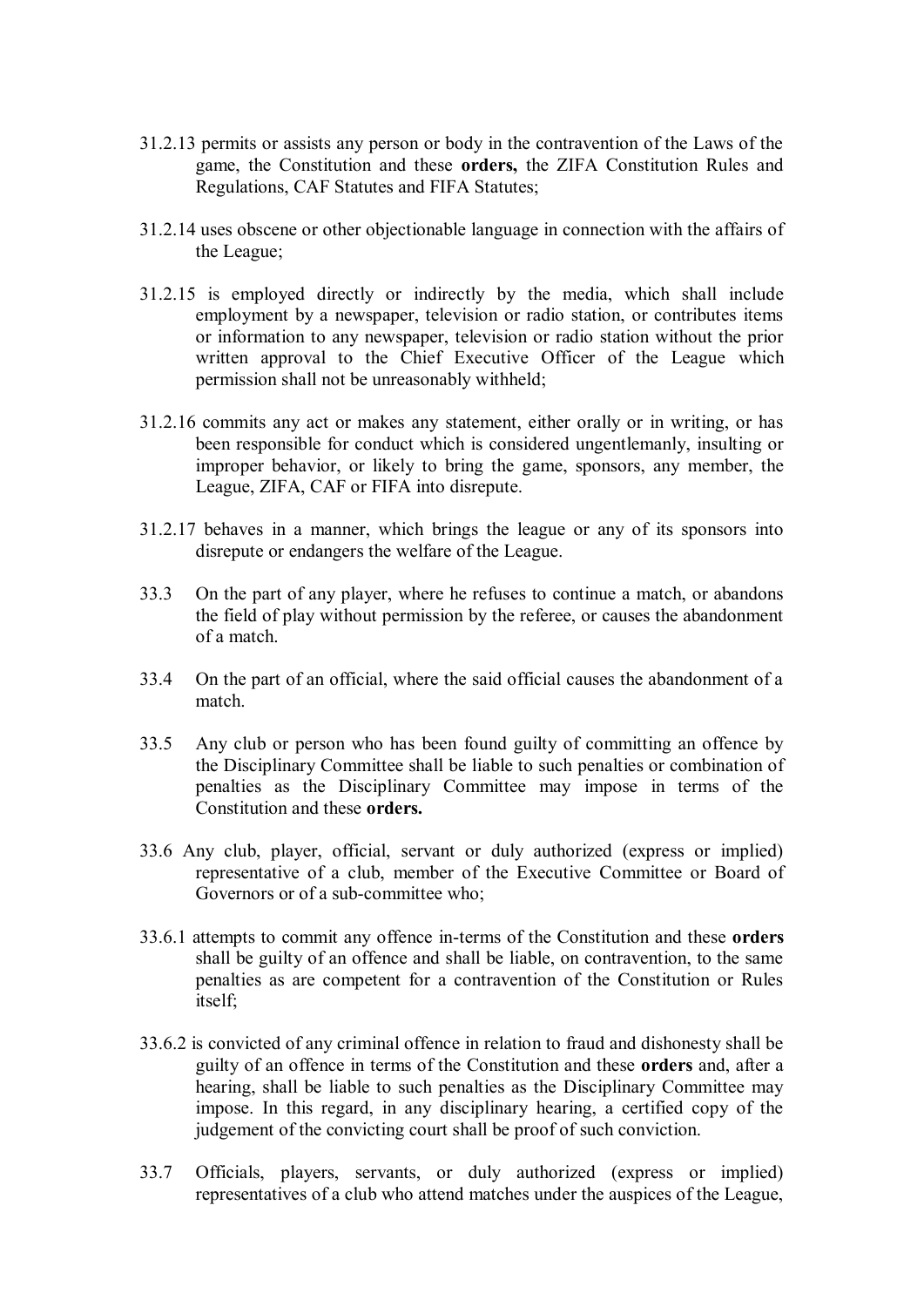31.2.13 permits or assists any person or body in the contravention of the Laws of the game, the Constitution and these **orders,** the ZIFA Constitution Rules and Regulations, CAF Statutes and FIFA Statutes;

31.2.14 uses obscene or other objectionable language in connection with the affairs of the League;

31.2.15 is employed directly or indirectly by the media, which shall include employment by a newspaper, television or radio station, or contributes items or information to any newspaper, television or radio station without the prior written approval to the Chief Executive Officer of the League which permission shall not be unreasonably withheld;

31.2.16 commits any act or makes any statement, either orally or in writing, or has been responsible for conduct which is considered ungentlemanly, insulting or improper behavior, or likely to bring the game, sponsors, any member, the League, ZIFA, CAF or FIFA into disrepute.

31.2.17 behaves in a manner, which brings the league or any of its sponsors into disrepute or endangers the welfare of the League.

33.3 On the part of any player, where he refuses to continue a match, or abandons the field of play without permission by the referee, or causes the abandonment of a match.

33.4 On the part of an official, where the said official causes the abandonment of a match.

33.5 Any club or person who has been found guilty of committing an offence by the Disciplinary Committee shall be liable to such penalties or combination of penalties as the Disciplinary Committee may impose in terms of the Constitution and these **orders.**

33.6 Any club, player, official, servant or duly authorized (express or implied) representative of a club, member of the Executive Committee or Board of Governors or of a sub-committee who;

33.6.1 attempts to commit any offence in-terms of the Constitution and these **orders** shall be guilty of an offence and shall be liable, on contravention, to the same penalties as are competent for a contravention of the Constitution or Rules itself;

33.6.2 is convicted of any criminal offence in relation to fraud and dishonesty shall be guilty of an offence in terms of the Constitution and these **orders** and, after a hearing, shall be liable to such penalties as the Disciplinary Committee may impose. In this regard, in any disciplinary hearing, a certified copy of the judgement of the convicting court shall be proof of such conviction.

33.7 Officials, players, servants, or duly authorized (express or implied) representatives of a club who attend matches under the auspices of the League,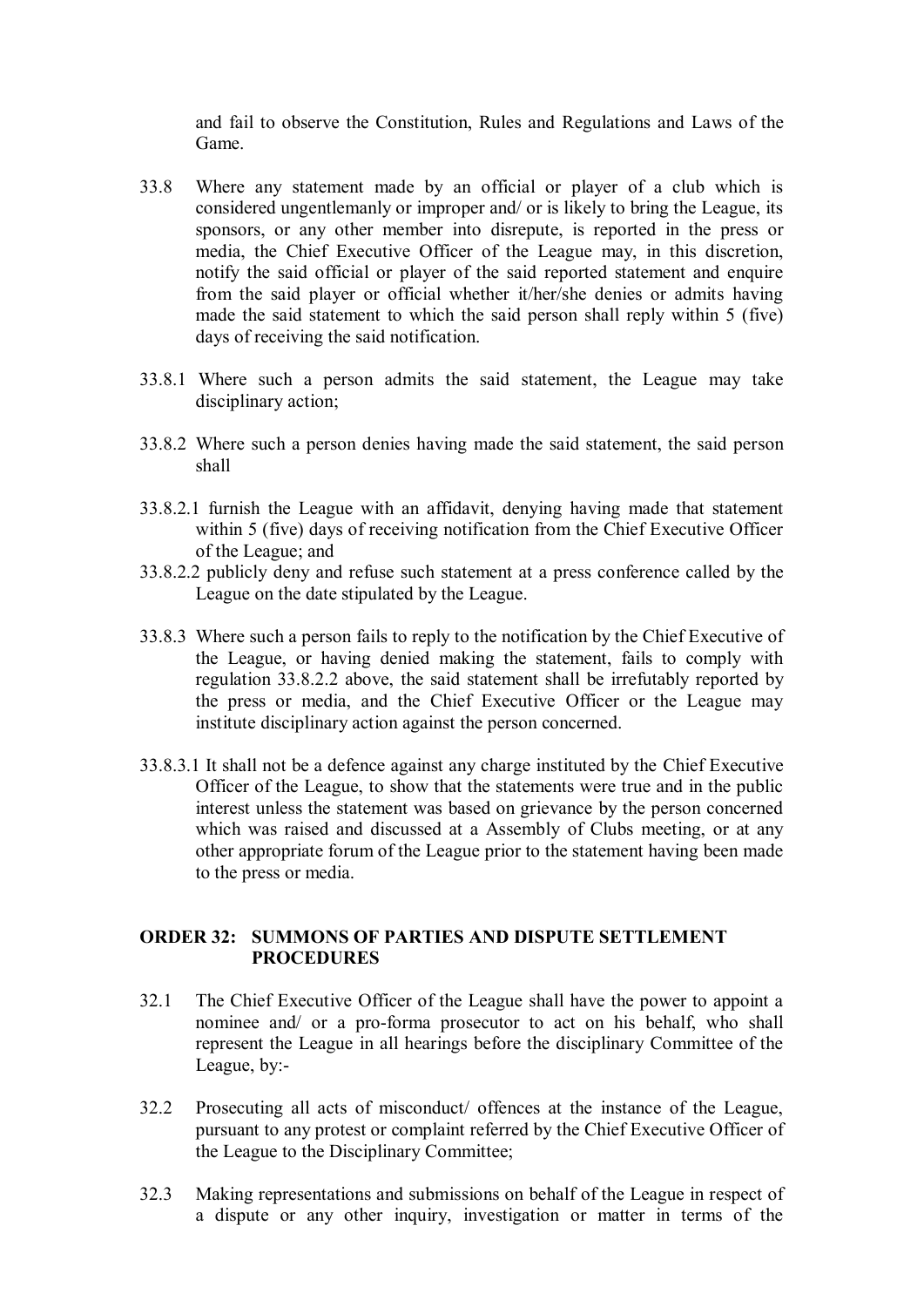and fail to observe the Constitution, Rules and Regulations and Laws of the Game.

33.8 Where any statement made by an official or player of a club which is considered ungentlemanly or improper and/ or is likely to bring the League, its sponsors, or any other member into disrepute, is reported in the press or media, the Chief Executive Officer of the League may, in this discretion, notify the said official or player of the said reported statement and enquire from the said player or official whether it/her/she denies or admits having made the said statement to which the said person shall reply within 5 (five) days of receiving the said notification.

33.8.1 Where such a person admits the said statement, the League may take disciplinary action;

33.8.2 Where such a person denies having made the said statement, the said person shall

33.8.2.1 furnish the League with an affidavit, denying having made that statement within 5 (five) days of receiving notification from the Chief Executive Officer of the League; and

33.8.2.2 publicly deny and refuse such statement at a press conference called by the League on the date stipulated by the League.

33.8.3 Where such a person fails to reply to the notification by the Chief Executive of the League, or having denied making the statement, fails to comply with regulation 33.8.2.2 above, the said statement shall be irrefutably reported by the press or media, and the Chief Executive Officer or the League may institute disciplinary action against the person concerned.

33.8.3.1 It shall not be a defence against any charge instituted by the Chief Executive Officer of the League, to show that the statements were true and in the public interest unless the statement was based on grievance by the person concerned which was raised and discussed at a Assembly of Clubs meeting, or at any other appropriate forum of the League prior to the statement having been made to the press or media.

## ORDER 32: SUMMONS OF PARTIES AND DISPUTE SETTLEMENT PROCEDURES

32.1 The Chief Executive Officer of the League shall have the power to appoint a nominee and/ or a pro-forma prosecutor to act on his behalf, who shall represent the League in all hearings before the disciplinary Committee of the League, by:-

32.2 Prosecuting all acts of misconduct/ offences at the instance of the League, pursuant to any protest or complaint referred by the Chief Executive Officer of the League to the Disciplinary Committee;

32.3 Making representations and submissions on behalf of the League in respect of a dispute or any other inquiry, investigation or matter in terms of the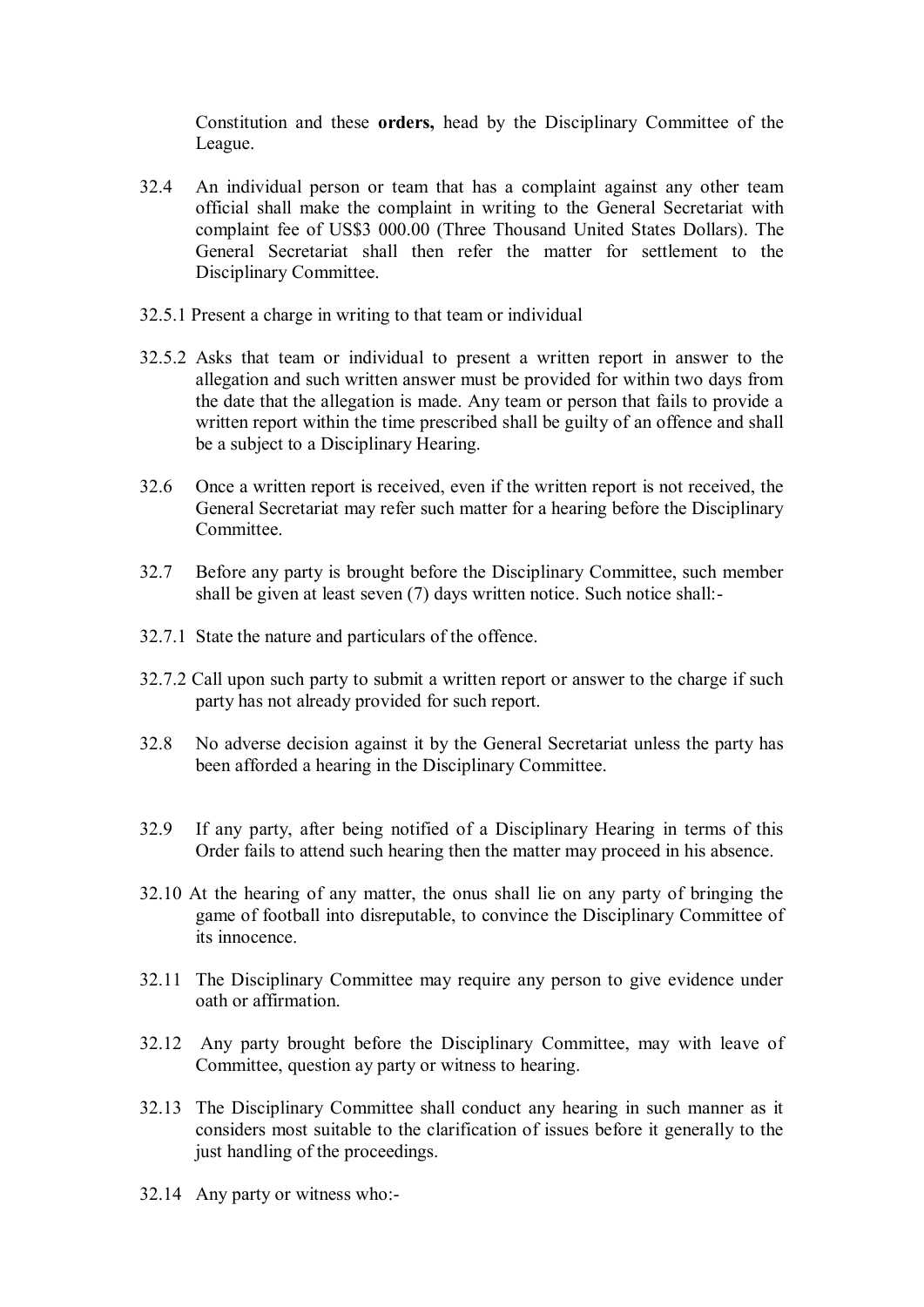Constitution and these **orders,** head by the Disciplinary Committee of the League.

32.4 An individual person or team that has a complaint against any other team official shall make the complaint in writing to the General Secretariat with complaint fee of US$3 000.00 (Three Thousand United States Dollars). The General Secretariat shall then refer the matter for settlement to the Disciplinary Committee.

32.5.1 Present a charge in writing to that team or individual

32.5.2 Asks that team or individual to present a written report in answer to the allegation and such written answer must be provided for within two days from the date that the allegation is made. Any team or person that fails to provide a written report within the time prescribed shall be guilty of an offence and shall be a subject to a Disciplinary Hearing.

32.6 Once a written report is received, even if the written report is not received, the General Secretariat may refer such matter for a hearing before the Disciplinary Committee.

32.7 Before any party is brought before the Disciplinary Committee, such member shall be given at least seven (7) days written notice. Such notice shall:-

32.7.1 State the nature and particulars of the offence.

32.7.2 Call upon such party to submit a written report or answer to the charge if such party has not already provided for such report.

32.8 No adverse decision against it by the General Secretariat unless the party has been afforded a hearing in the Disciplinary Committee.

32.9 If any party, after being notified of a Disciplinary Hearing in terms of this Order fails to attend such hearing then the matter may proceed in his absence.

32.10 At the hearing of any matter, the onus shall lie on any party of bringing the game of football into disreputable, to convince the Disciplinary Committee of its innocence.

32.11 The Disciplinary Committee may require any person to give evidence under oath or affirmation.

32.12 Any party brought before the Disciplinary Committee, may with leave of Committee, question ay party or witness to hearing.

32.13 The Disciplinary Committee shall conduct any hearing in such manner as it considers most suitable to the clarification of issues before it generally to the just handling of the proceedings.

32.14 Any party or witness who:-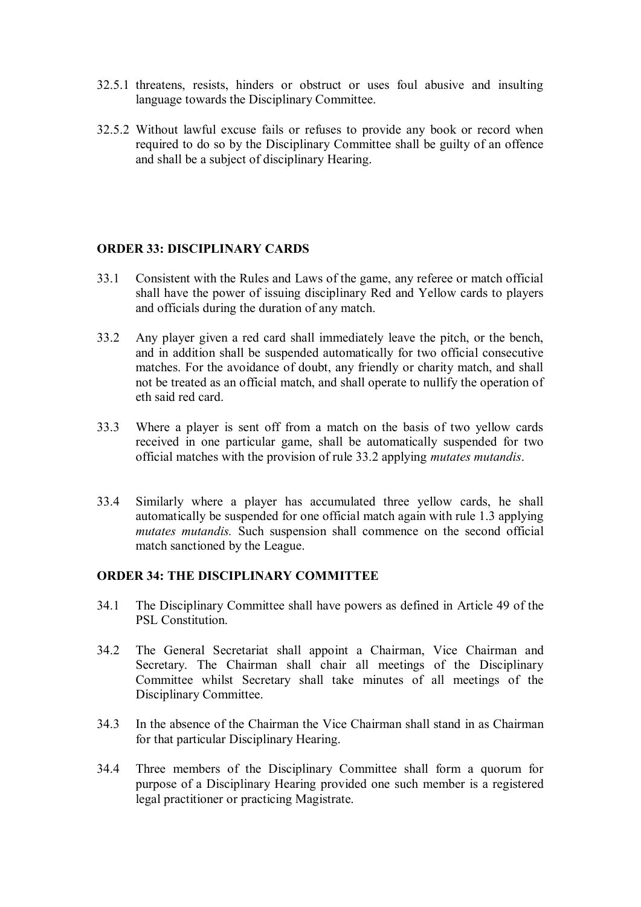32.5.1 threatens, resists, hinders or obstruct or uses foul abusive and insulting language towards the Disciplinary Committee.

32.5.2 Without lawful excuse fails or refuses to provide any book or record when required to do so by the Disciplinary Committee shall be guilty of an offence and shall be a subject of disciplinary Hearing.

**ORDER 33: DISCIPLINARY CARDS**

33.1 Consistent with the Rules and Laws of the game, any referee or match official shall have the power of issuing disciplinary Red and Yellow cards to players and officials during the duration of any match.

33.2 Any player given a red card shall immediately leave the pitch, or the bench, and in addition shall be suspended automatically for two official consecutive matches. For the avoidance of doubt, any friendly or charity match, and shall not be treated as an official match, and shall operate to nullify the operation of eth said red card.

33.3 Where a player is sent off from a match on the basis of two yellow cards received in one particular game, shall be automatically suspended for two official matches with the provision of rule 33.2 applying *mutates mutandis*.

33.4 Similarly where a player has accumulated three yellow cards, he shall automatically be suspended for one official match again with rule 1.3 applying *mutates mutandis.* Such suspension shall commence on the second official match sanctioned by the League.

**ORDER 34: THE DISCIPLINARY COMMITTEE**

34.1 The Disciplinary Committee shall have powers as defined in Article 49 of the PSL Constitution.

34.2 The General Secretariat shall appoint a Chairman, Vice Chairman and Secretary. The Chairman shall chair all meetings of the Disciplinary Committee whilst Secretary shall take minutes of all meetings of the Disciplinary Committee.

34.3 In the absence of the Chairman the Vice Chairman shall stand in as Chairman for that particular Disciplinary Hearing.

34.4 Three members of the Disciplinary Committee shall form a quorum for purpose of a Disciplinary Hearing provided one such member is a registered legal practitioner or practicing Magistrate.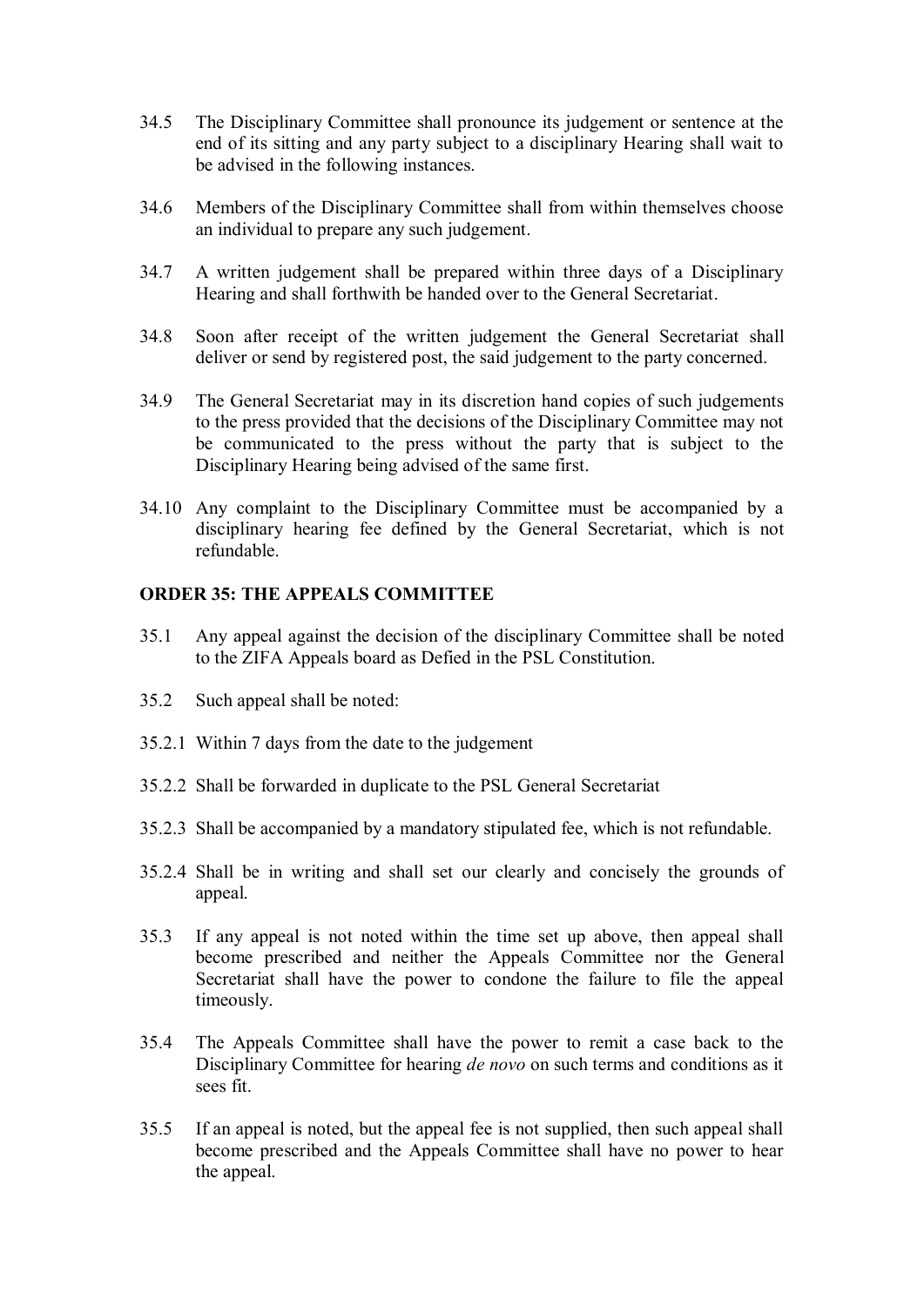34.5 The Disciplinary Committee shall pronounce its judgement or sentence at the end of its sitting and any party subject to a disciplinary Hearing shall wait to be advised in the following instances.

34.6 Members of the Disciplinary Committee shall from within themselves choose an individual to prepare any such judgement.

34.7 A written judgement shall be prepared within three days of a Disciplinary Hearing and shall forthwith be handed over to the General Secretariat.

34.8 Soon after receipt of the written judgement the General Secretariat shall deliver or send by registered post, the said judgement to the party concerned.

34.9 The General Secretariat may in its discretion hand copies of such judgements to the press provided that the decisions of the Disciplinary Committee may not be communicated to the press without the party that is subject to the Disciplinary Hearing being advised of the same first.

34.10 Any complaint to the Disciplinary Committee must be accompanied by a disciplinary hearing fee defined by the General Secretariat, which is not refundable.

### ORDER 35: THE APPEALS COMMITTEE

35.1 Any appeal against the decision of the disciplinary Committee shall be noted to the ZIFA Appeals board as Defied in the PSL Constitution.

35.2 Such appeal shall be noted:

35.2.1 Within 7 days from the date to the judgement

35.2.2 Shall be forwarded in duplicate to the PSL General Secretariat

35.2.3 Shall be accompanied by a mandatory stipulated fee, which is not refundable.

35.2.4 Shall be in writing and shall set our clearly and concisely the grounds of appeal.

35.3 If any appeal is not noted within the time set up above, then appeal shall become prescribed and neither the Appeals Committee nor the General Secretariat shall have the power to condone the failure to file the appeal timeously.

35.4 The Appeals Committee shall have the power to remit a case back to the Disciplinary Committee for hearing *de novo* on such terms and conditions as it sees fit.

35.5 If an appeal is noted, but the appeal fee is not supplied, then such appeal shall become prescribed and the Appeals Committee shall have no power to hear the appeal.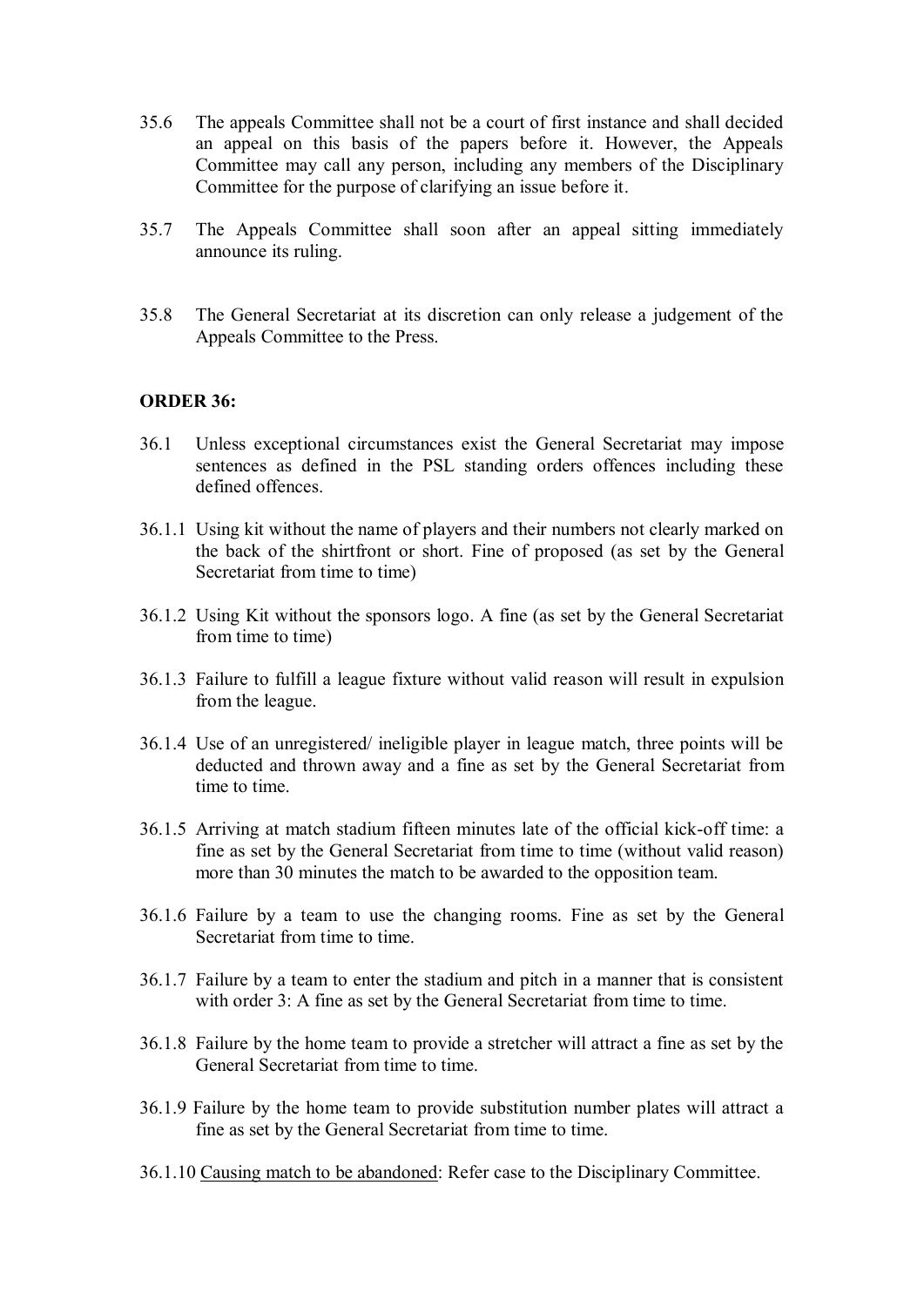35.6 The appeals Committee shall not be a court of first instance and shall decided an appeal on this basis of the papers before it. However, the Appeals Committee may call any person, including any members of the Disciplinary Committee for the purpose of clarifying an issue before it.

35.7 The Appeals Committee shall soon after an appeal sitting immediately announce its ruling.

35.8 The General Secretariat at its discretion can only release a judgement of the Appeals Committee to the Press.

**ORDER 36:**

36.1 Unless exceptional circumstances exist the General Secretariat may impose sentences as defined in the PSL standing orders offences including these defined offences.

36.1.1 Using kit without the name of players and their numbers not clearly marked on the back of the shirtfront or short. Fine of proposed (as set by the General Secretariat from time to time)

36.1.2 Using Kit without the sponsors logo. A fine (as set by the General Secretariat from time to time)

36.1.3 Failure to fulfill a league fixture without valid reason will result in expulsion from the league.

36.1.4 Use of an unregistered/ ineligible player in league match, three points will be deducted and thrown away and a fine as set by the General Secretariat from time to time.

36.1.5 Arriving at match stadium fifteen minutes late of the official kick-off time: a fine as set by the General Secretariat from time to time (without valid reason) more than 30 minutes the match to be awarded to the opposition team.

36.1.6 Failure by a team to use the changing rooms. Fine as set by the General Secretariat from time to time.

36.1.7 Failure by a team to enter the stadium and pitch in a manner that is consistent with order 3: A fine as set by the General Secretariat from time to time.

36.1.8 Failure by the home team to provide a stretcher will attract a fine as set by the General Secretariat from time to time.

36.1.9 Failure by the home team to provide substitution number plates will attract a fine as set by the General Secretariat from time to time.

36.1.10 <u>Causing match to be abandoned</u>: Refer case to the Disciplinary Committee.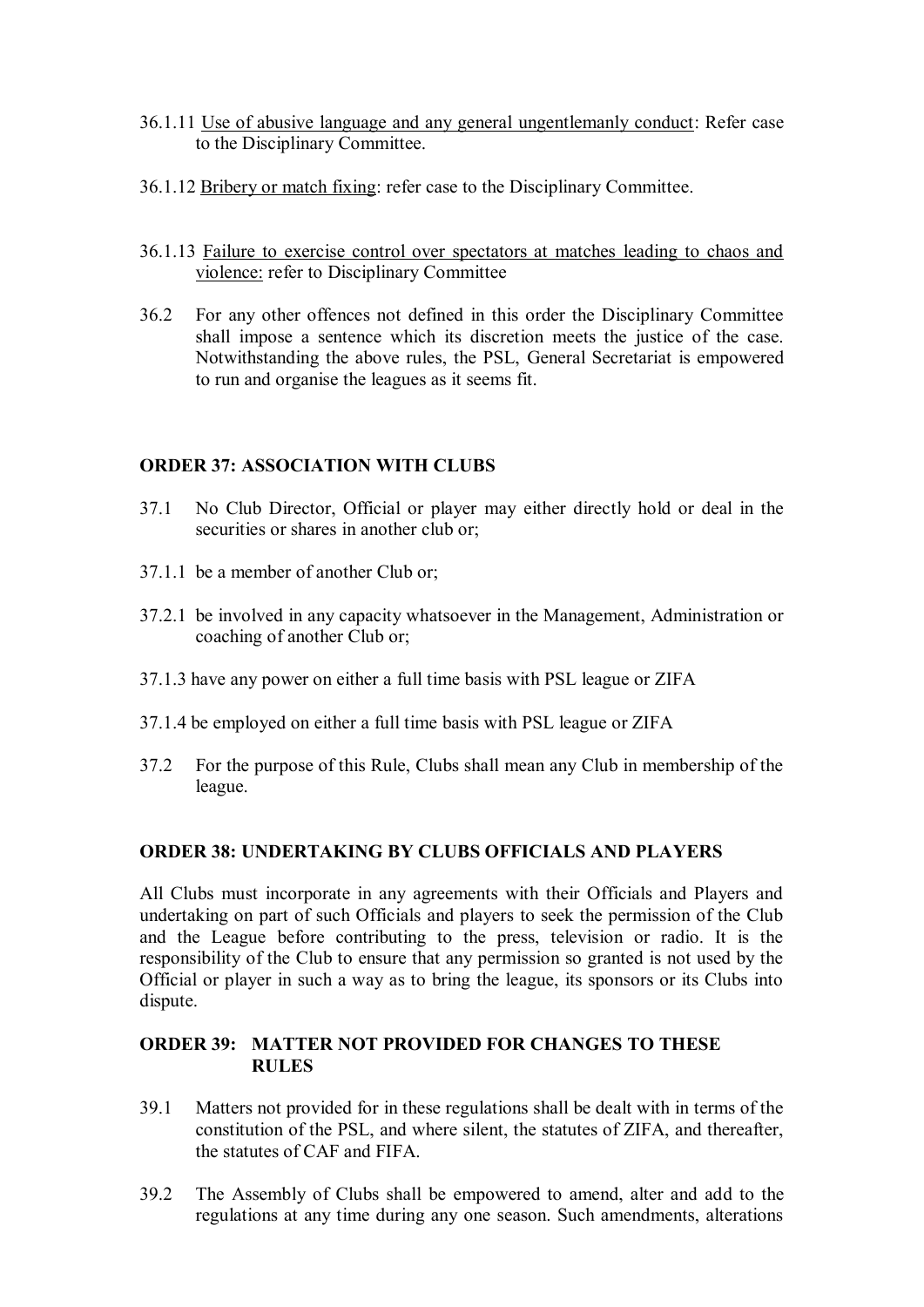36.1.11 <u>Use of abusive language and any general ungentlemanly conduct</u>: Refer case to the Disciplinary Committee.

36.1.12 <u>Bribery or match fixing</u>: refer case to the Disciplinary Committee.

36.1.13 <u>Failure to exercise control over spectators at matches leading to chaos and violence:</u> refer to Disciplinary Committee

36.2 For any other offences not defined in this order the Disciplinary Committee shall impose a sentence which its discretion meets the justice of the case. Notwithstanding the above rules, the PSL, General Secretariat is empowered to run and organise the leagues as it seems fit.

**ORDER 37: ASSOCIATION WITH CLUBS**

37.1 No Club Director, Official or player may either directly hold or deal in the securities or shares in another club or;

37.1.1 be a member of another Club or;

37.2.1 be involved in any capacity whatsoever in the Management, Administration or coaching of another Club or;

37.1.3 have any power on either a full time basis with PSL league or ZIFA

37.1.4 be employed on either a full time basis with PSL league or ZIFA

37.2 For the purpose of this Rule, Clubs shall mean any Club in membership of the league.

**ORDER 38: UNDERTAKING BY CLUBS OFFICIALS AND PLAYERS**

All Clubs must incorporate in any agreements with their Officials and Players and undertaking on part of such Officials and players to seek the permission of the Club and the League before contributing to the press, television or radio. It is the responsibility of the Club to ensure that any permission so granted is not used by the Official or player in such a way as to bring the league, its sponsors or its Clubs into dispute.

**ORDER 39: MATTER NOT PROVIDED FOR CHANGES TO THESE RULES**

39.1 Matters not provided for in these regulations shall be dealt with in terms of the constitution of the PSL, and where silent, the statutes of ZIFA, and thereafter, the statutes of CAF and FIFA.

39.2 The Assembly of Clubs shall be empowered to amend, alter and add to the regulations at any time during any one season. Such amendments, alterations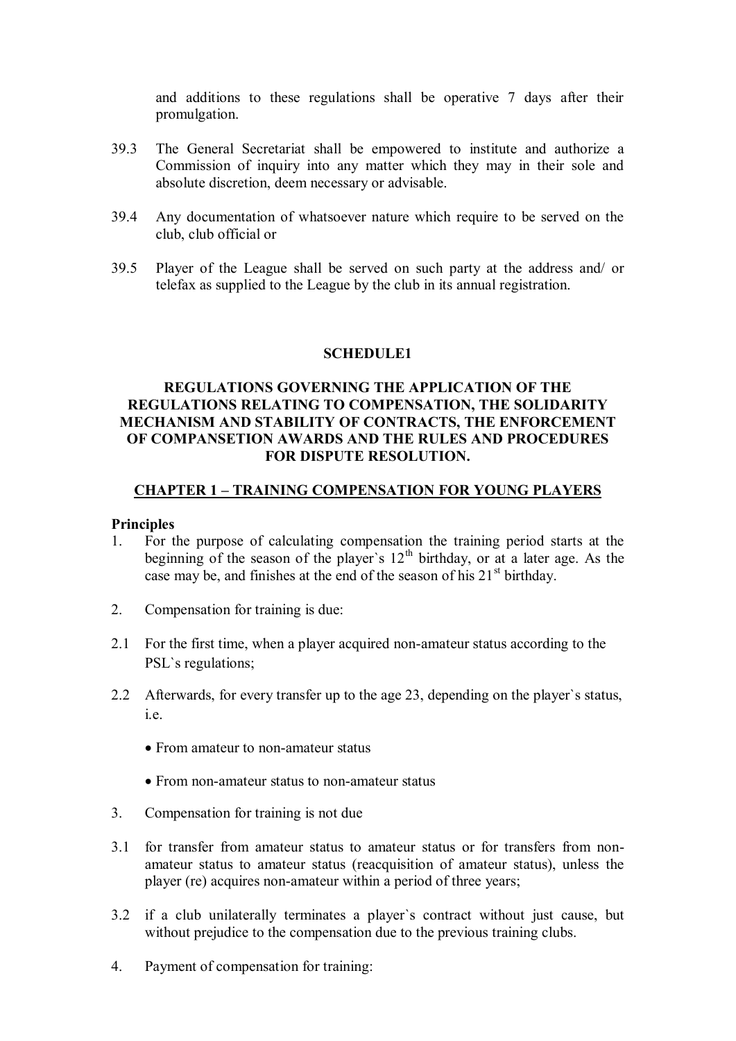and additions to these regulations shall be operative 7 days after their promulgation.

39.3 The General Secretariat shall be empowered to institute and authorize a Commission of inquiry into any matter which they may in their sole and absolute discretion, deem necessary or advisable.

39.4 Any documentation of whatsoever nature which require to be served on the club, club official or

39.5 Player of the League shall be served on such party at the address and/ or telefax as supplied to the League by the club in its annual registration.

**SCHEDULE1**

**REGULATIONS GOVERNING THE APPLICATION OF THE REGULATIONS RELATING TO COMPENSATION, THE SOLIDARITY MECHANISM AND STABILITY OF CONTRACTS, THE ENFORCEMENT OF COMPANSETION AWARDS AND THE RULES AND PROCEDURES FOR DISPUTE RESOLUTION.**

**CHAPTER 1 – TRAINING COMPENSATION FOR YOUNG PLAYERS**

**Principles**

1. For the purpose of calculating compensation the training period starts at the beginning of the season of the player`s 12th birthday, or at a later age. As the case may be, and finishes at the end of the season of his 21st birthday.

2. Compensation for training is due:

2.1 For the first time, when a player acquired non-amateur status according to the PSL`s regulations;

2.2 Afterwards, for every transfer up to the age 23, depending on the player`s status, i.e.

- From amateur to non-amateur status
- From non-amateur status to non-amateur status

3. Compensation for training is not due

3.1 for transfer from amateur status to amateur status or for transfers from non-amateur status to amateur status (reacquisition of amateur status), unless the player (re) acquires non-amateur within a period of three years;

3.2 if a club unilaterally terminates a player`s contract without just cause, but without prejudice to the compensation due to the previous training clubs.

4. Payment of compensation for training: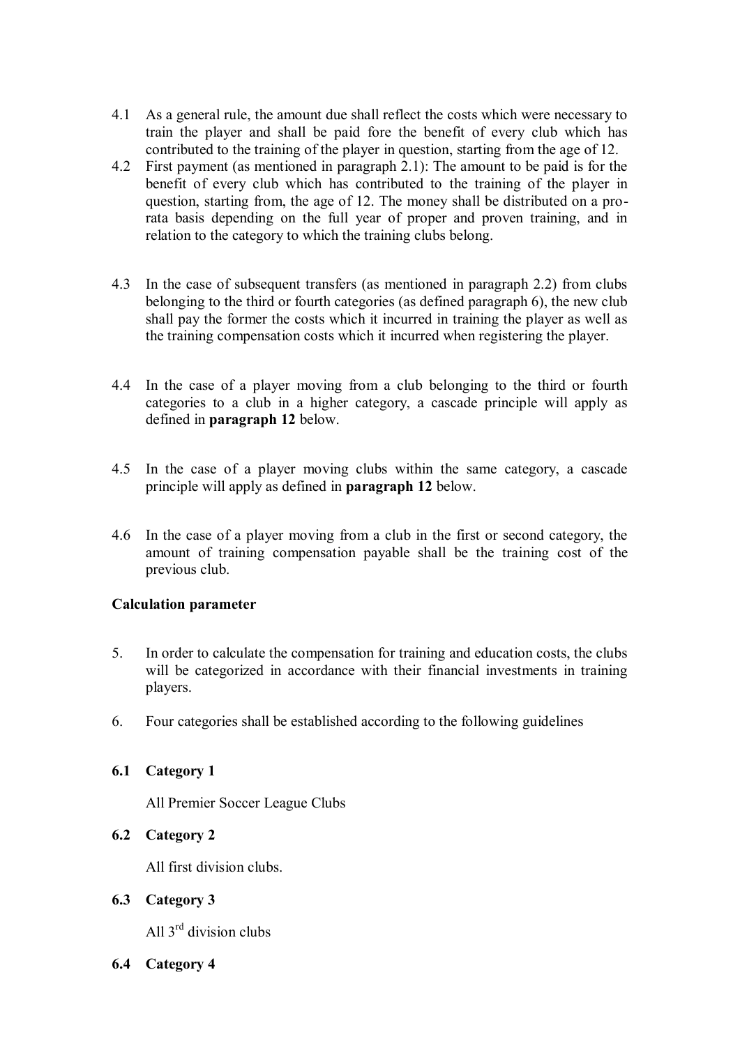4.1 As a general rule, the amount due shall reflect the costs which were necessary to train the player and shall be paid fore the benefit of every club which has contributed to the training of the player in question, starting from the age of 12.

4.2 First payment (as mentioned in paragraph 2.1): The amount to be paid is for the benefit of every club which has contributed to the training of the player in question, starting from, the age of 12. The money shall be distributed on a pro-rata basis depending on the full year of proper and proven training, and in relation to the category to which the training clubs belong.

4.3 In the case of subsequent transfers (as mentioned in paragraph 2.2) from clubs belonging to the third or fourth categories (as defined paragraph 6), the new club shall pay the former the costs which it incurred in training the player as well as the training compensation costs which it incurred when registering the player.

4.4 In the case of a player moving from a club belonging to the third or fourth categories to a club in a higher category, a cascade principle will apply as defined in **paragraph 12** below.

4.5 In the case of a player moving clubs within the same category, a cascade principle will apply as defined in **paragraph 12** below.

4.6 In the case of a player moving from a club in the first or second category, the amount of training compensation payable shall be the training cost of the previous club.

**Calculation parameter**

5. In order to calculate the compensation for training and education costs, the clubs will be categorized in accordance with their financial investments in training players.

6. Four categories shall be established according to the following guidelines

**6.1 Category 1**

All Premier Soccer League Clubs

**6.2 Category 2**

All first division clubs.

**6.3 Category 3**

All 3rd division clubs

**6.4 Category 4**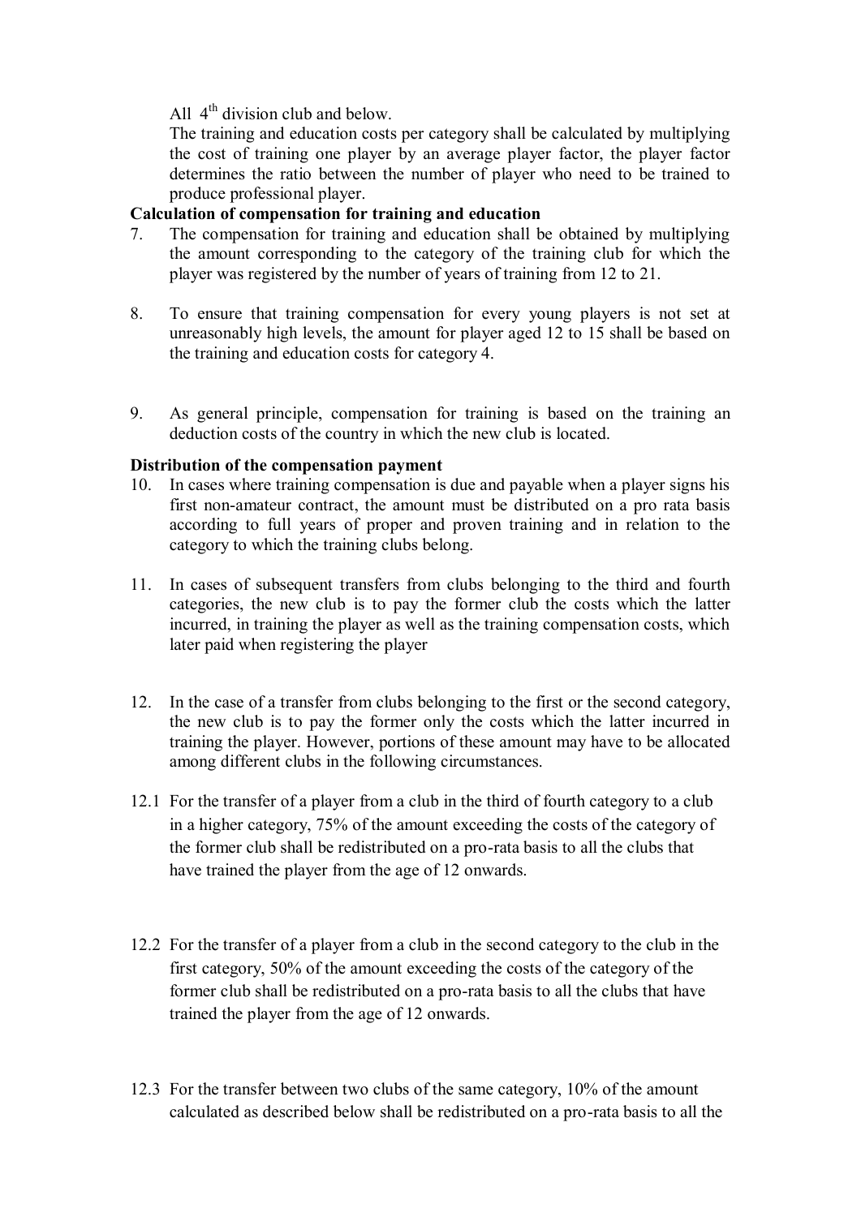All 4th division club and below.

The training and education costs per category shall be calculated by multiplying the cost of training one player by an average player factor, the player factor determines the ratio between the number of player who need to be trained to produce professional player.

**Calculation of compensation for training and education**

7. The compensation for training and education shall be obtained by multiplying the amount corresponding to the category of the training club for which the player was registered by the number of years of training from 12 to 21.

8. To ensure that training compensation for every young players is not set at unreasonably high levels, the amount for player aged 12 to 15 shall be based on the training and education costs for category 4.

9. As general principle, compensation for training is based on the training an deduction costs of the country in which the new club is located.

**Distribution of the compensation payment**

10. In cases where training compensation is due and payable when a player signs his first non-amateur contract, the amount must be distributed on a pro rata basis according to full years of proper and proven training and in relation to the category to which the training clubs belong.

11. In cases of subsequent transfers from clubs belonging to the third and fourth categories, the new club is to pay the former club the costs which the latter incurred, in training the player as well as the training compensation costs, which later paid when registering the player

12. In the case of a transfer from clubs belonging to the first or the second category, the new club is to pay the former only the costs which the latter incurred in training the player. However, portions of these amount may have to be allocated among different clubs in the following circumstances.

12.1 For the transfer of a player from a club in the third of fourth category to a club in a higher category, 75% of the amount exceeding the costs of the category of the former club shall be redistributed on a pro-rata basis to all the clubs that have trained the player from the age of 12 onwards.

12.2 For the transfer of a player from a club in the second category to the club in the first category, 50% of the amount exceeding the costs of the category of the former club shall be redistributed on a pro-rata basis to all the clubs that have trained the player from the age of 12 onwards.

12.3 For the transfer between two clubs of the same category, 10% of the amount calculated as described below shall be redistributed on a pro-rata basis to all the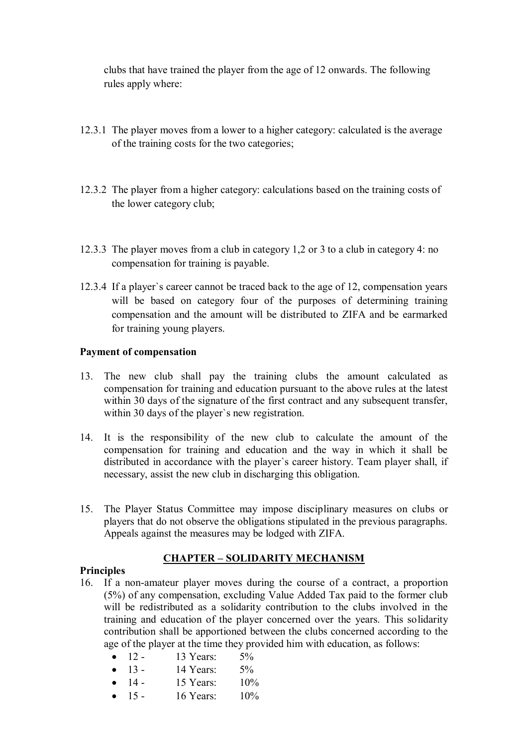clubs that have trained the player from the age of 12 onwards. The following rules apply where:

12.3.1 The player moves from a lower to a higher category: calculated is the average of the training costs for the two categories;

12.3.2 The player from a higher category: calculations based on the training costs of the lower category club;

12.3.3 The player moves from a club in category 1,2 or 3 to a club in category 4: no compensation for training is payable.

12.3.4 If a player`s career cannot be traced back to the age of 12, compensation years will be based on category four of the purposes of determining training compensation and the amount will be distributed to ZIFA and be earmarked for training young players.

**Payment of compensation**

13. The new club shall pay the training clubs the amount calculated as compensation for training and education pursuant to the above rules at the latest within 30 days of the signature of the first contract and any subsequent transfer, within 30 days of the player`s new registration.

14. It is the responsibility of the new club to calculate the amount of the compensation for training and education and the way in which it shall be distributed in accordance with the player`s career history. Team player shall, if necessary, assist the new club in discharging this obligation.

15. The Player Status Committee may impose disciplinary measures on clubs or players that do not observe the obligations stipulated in the previous paragraphs. Appeals against the measures may be lodged with ZIFA.

## CHAPTER – SOLIDARITY MECHANISM

**Principles**

16. If a non-amateur player moves during the course of a contract, a proportion (5%) of any compensation, excluding Value Added Tax paid to the former club will be redistributed as a solidarity contribution to the clubs involved in the training and education of the player concerned over the years. This solidarity contribution shall be apportioned between the clubs concerned according to the age of the player at the time they provided him with education, as follows:
    - 12 - 13 Years: 5%
    - 13 - 14 Years: 5%
    - 14 - 15 Years: 10%
    - 15 - 16 Years: 10%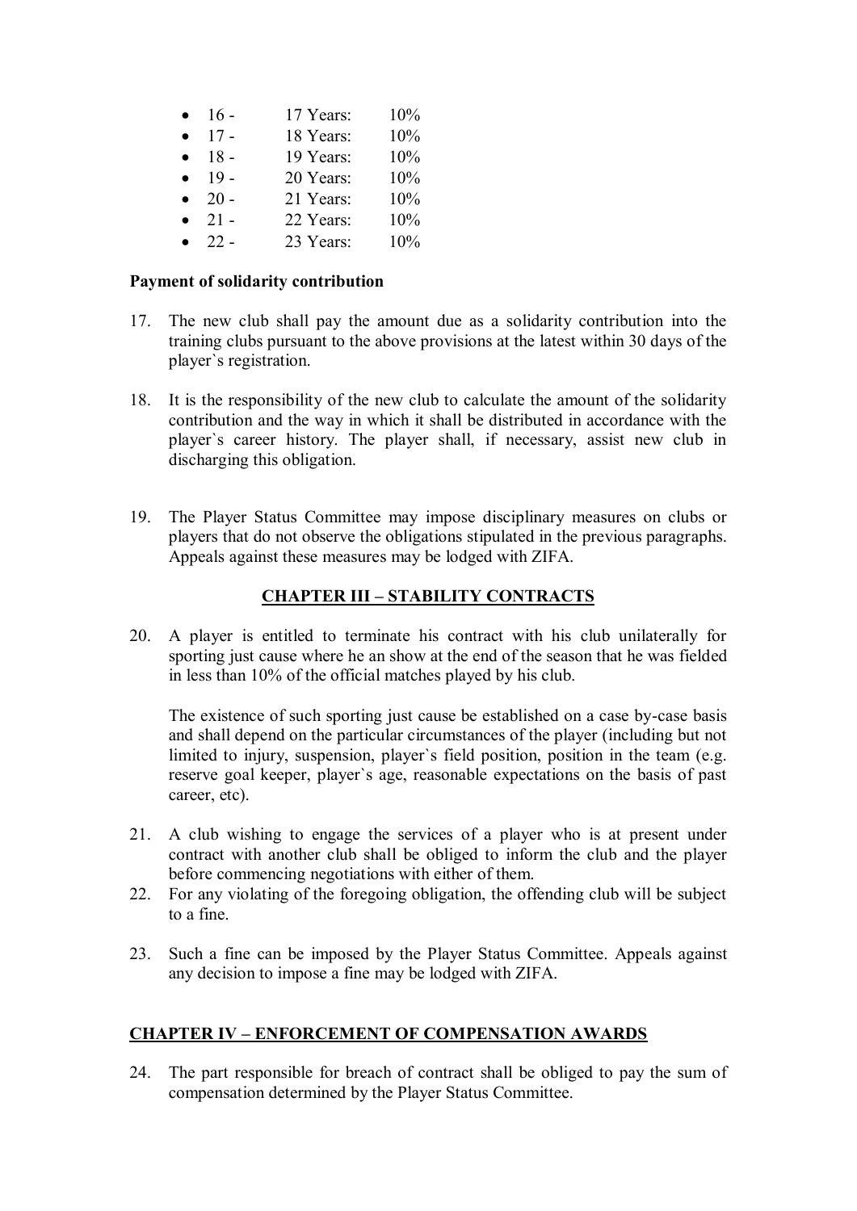- 16 - 17 Years: 10%
- 17 - 18 Years: 10%
- 18 - 19 Years: 10%
- 19 - 20 Years: 10%
- 20 - 21 Years: 10%
- 21 - 22 Years: 10%
- 22 - 23 Years: 10%

**Payment of solidarity contribution**

17. The new club shall pay the amount due as a solidarity contribution into the training clubs pursuant to the above provisions at the latest within 30 days of the player`s registration.

18. It is the responsibility of the new club to calculate the amount of the solidarity contribution and the way in which it shall be distributed in accordance with the player`s career history. The player shall, if necessary, assist new club in discharging this obligation.

19. The Player Status Committee may impose disciplinary measures on clubs or players that do not observe the obligations stipulated in the previous paragraphs. Appeals against these measures may be lodged with ZIFA.

## CHAPTER III – STABILITY CONTRACTS

20. A player is entitled to terminate his contract with his club unilaterally for sporting just cause where he an show at the end of the season that he was fielded in less than 10% of the official matches played by his club.

    The existence of such sporting just cause be established on a case by-case basis and shall depend on the particular circumstances of the player (including but not limited to injury, suspension, player`s field position, position in the team (e.g. reserve goal keeper, player`s age, reasonable expectations on the basis of past career, etc).

21. A club wishing to engage the services of a player who is at present under contract with another club shall be obliged to inform the club and the player before commencing negotiations with either of them.
22. For any violating of the foregoing obligation, the offending club will be subject to a fine.

23. Such a fine can be imposed by the Player Status Committee. Appeals against any decision to impose a fine may be lodged with ZIFA.

## CHAPTER IV – ENFORCEMENT OF COMPENSATION AWARDS

24. The part responsible for breach of contract shall be obliged to pay the sum of compensation determined by the Player Status Committee.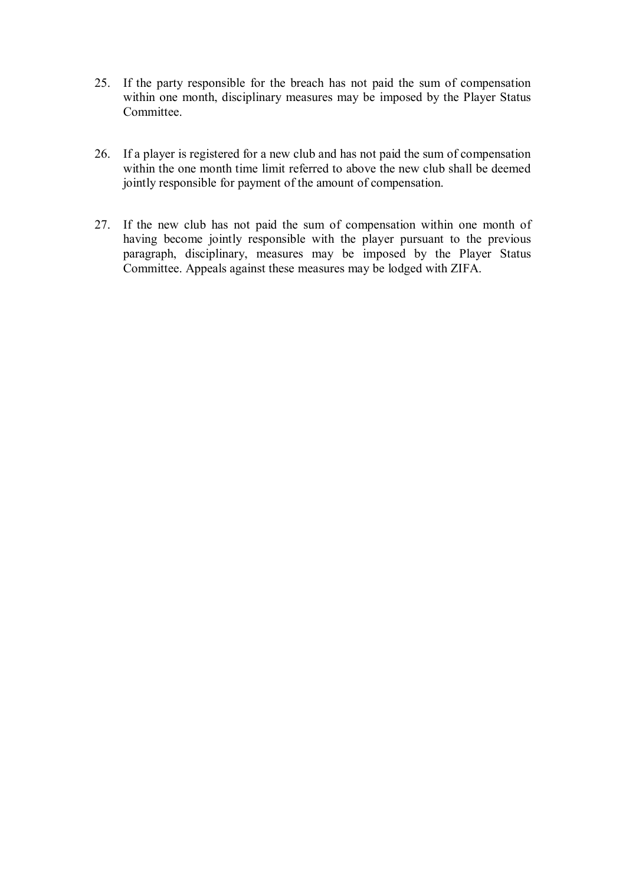25. If the party responsible for the breach has not paid the sum of compensation within one month, disciplinary measures may be imposed by the Player Status Committee.

26. If a player is registered for a new club and has not paid the sum of compensation within the one month time limit referred to above the new club shall be deemed jointly responsible for payment of the amount of compensation.

27. If the new club has not paid the sum of compensation within one month of having become jointly responsible with the player pursuant to the previous paragraph, disciplinary, measures may be imposed by the Player Status Committee. Appeals against these measures may be lodged with ZIFA.